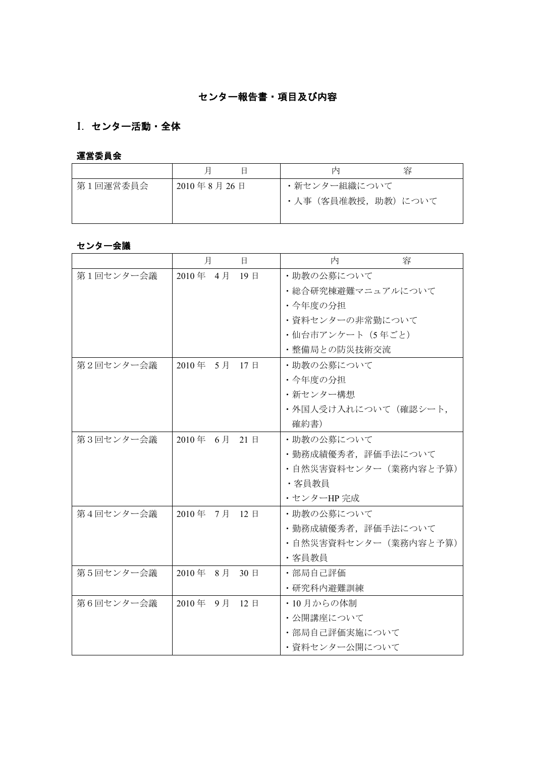## センター報告書・項目及び内容

### I. センター活動・全体

#### 運営委員会

| | 月　　日 | 内　　　容 |
|---|---|---|
| 第１回運営委員会 | 2010 年 8 月 26 日 | ・新センター組織について<br>・人事（客員准教授，助教）について |

#### センター会議

| | 月　　日 | 内　　　容 |
|---|---|---|
| 第１回センター会議 | 2010 年　4 月　19 日 | ・助教の公募について<br>・総合研究棟避難マニュアルについて<br>・今年度の分担<br>・資料センターの非常勤について<br>・仙台市アンケート（5 年ごと）<br>・整備局との防災技術交流 |
| 第２回センター会議 | 2010 年　5 月　17 日 | ・助教の公募について<br>・今年度の分担<br>・新センター構想<br>・外国人受け入れについて（確認シート，確約書） |
| 第３回センター会議 | 2010 年　6 月　21 日 | ・助教の公募について<br>・勤務成績優秀者，評価手法について<br>・自然災害資料センター（業務内容と予算）<br>・客員教員<br>・センターHP 完成 |
| 第４回センター会議 | 2010 年　7 月　12 日 | ・助教の公募について<br>・勤務成績優秀者，評価手法について<br>・自然災害資料センター（業務内容と予算）<br>・客員教員 |
| 第５回センター会議 | 2010 年　8 月　30 日 | ・部局自己評価<br>・研究科内避難訓練 |
| 第６回センター会議 | 2010 年　9 月　12 日 | ・10 月からの体制<br>・公開講座について<br>・部局自己評価実施について<br>・資料センター公開について |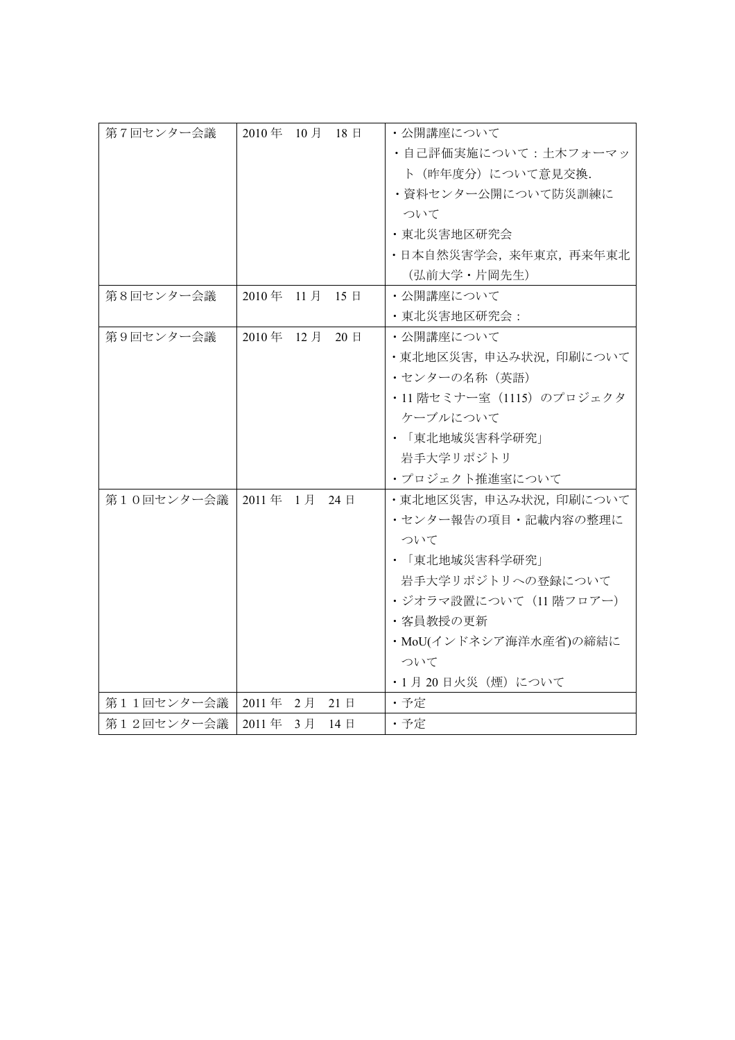| 第７回センター会議 | 2010 年　10 月　18 日 | ・公開講座について<br>・自己評価実施について：土木フォーマット（昨年度分）について意見交換.<br>・資料センター公開について防災訓練について<br>・東北災害地区研究会<br>・日本自然災害学会，来年東京，再来年東北（弘前大学・片岡先生） |
|---|---|---|
| 第８回センター会議 | 2010 年　11 月　15 日 | ・公開講座について<br>・東北災害地区研究会： |
| 第９回センター会議 | 2010 年　12 月　20 日 | ・公開講座について<br>・東北地区災害，申込み状況，印刷について<br>・センターの名称（英語）<br>・11 階セミナー室（1115）のプロジェクタケーブルについて<br>・「東北地域災害科学研究」岩手大学リポジトリ<br>・プロジェクト推進室について |
| 第１０回センター会議 | 2011 年　1 月　24 日 | ・東北地区災害，申込み状況，印刷について<br>・センター報告の項目・記載内容の整理について<br>・「東北地域災害科学研究」岩手大学リポジトリへの登録について<br>・ジオラマ設置について（11 階フロアー）<br>・客員教授の更新<br>・MoU(インドネシア海洋水産省)の締結について<br>・1 月 20 日火災（煙）について |
| 第１１回センター会議 | 2011 年　2 月　21 日 | ・予定 |
| 第１２回センター会議 | 2011 年　3 月　14 日 | ・予定 |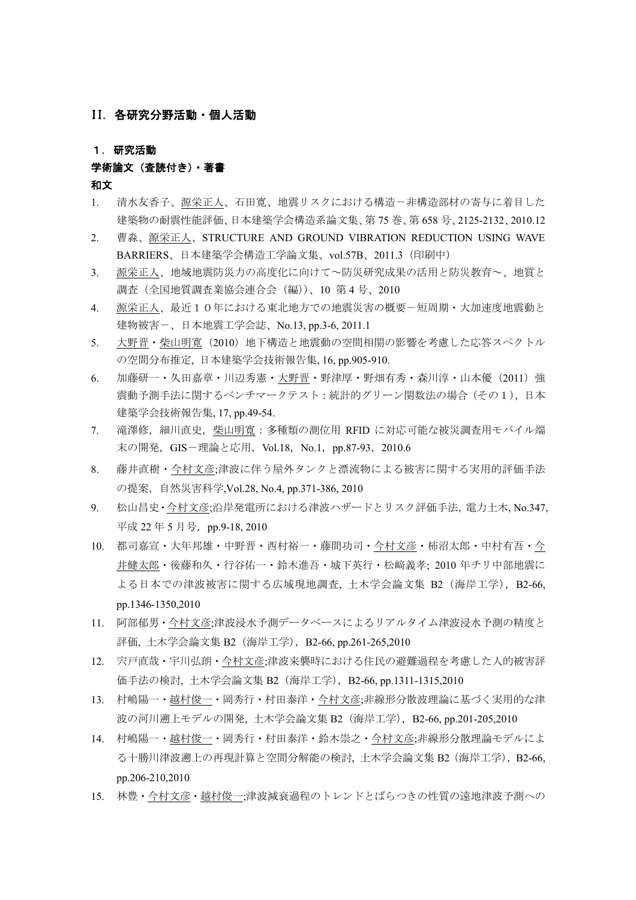## II. 各研究分野活動・個人活動

### １．研究活動

#### 学術論文（査読付き）・著書

**和文**

1. 清水友香子、源栄正人、石田寛、地震リスクにおける構造－非構造部材の寄与に着目した建築物の耐震性能評価、日本建築学会構造系論文集、第 75 巻、第 658 号、2125-2132、2010.12
2. 曹淼、源栄正人、STRUCTURE AND GROUND VIBRATION REDUCTION USING WAVE BARRIERS、日本建築学会構造工学論文集、vol.57B、2011.3（印刷中）
3. 源栄正人、地域地震防災力の高度化に向けて～防災研究成果の活用と防災教育～、地質と調査（全国地質調査業協会連合会（編））、10 第 4 号、2010
4. 源栄正人、最近１０年における東北地方での地震災害の概要－短周期・大加速度地震動と建物被害－、日本地震工学会誌、No.13, pp.3-6, 2011.1
5. 大野晋・柴山明寛（2010）地下構造と地震動の空間相関の影響を考慮した応答スペクトルの空間分布推定, 日本建築学会技術報告集, 16, pp.905-910.
6. 加藤研一・久田嘉章・川辺秀憲・大野晋・野津厚・野畑有秀・森川淳・山本優（2011）強震動予測手法に関するベンチマークテスト：統計的グリーン関数法の場合（その１）, 日本建築学会技術報告集, 17, pp.49-54.
7. 滝澤修，細川直史，柴山明寛：多種類の測位用 RFID に対応可能な被災調査用モバイル端末の開発，GIS－理論と応用，Vol.18，No.1，pp.87-93，2010.6
8. 藤井直樹・今村文彦;津波に伴う屋外タンクと漂流物による被害に関する実用的評価手法の提案, 自然災害科学,Vol.28, No.4, pp.371-386, 2010
9. 松山昌史･今村文彦;沿岸発電所における津波ハザードとリスク評価手法, 電力土木, No.347, 平成 22 年 5 月号，pp.9-18, 2010
10. 都司嘉宣・大年邦雄・中野晋・西村裕一・藤間功司・今村文彦・柿沼太郎・中村有吾・今井健太郎・後藤和久・行谷佑一・鈴木進吾・城下英行・松﨑義孝; 2010 年チリ中部地震による日本での津波被害に関する広域現地調査, 土木学会論文集 B2（海岸工学），B2-66, pp.1346-1350,2010
11. 阿部郁男・今村文彦;津波浸水予測データベースによるリアルタイム津波浸水予測の精度と評価, 土木学会論文集 B2（海岸工学），B2-66, pp.261-265,2010
12. 宍戸直哉・宇川弘朗・今村文彦;津波来襲時における住民の避難過程を考慮した人的被害評価手法の検討, 土木学会論文集 B2（海岸工学），B2-66, pp.1311-1315,2010
13. 村嶋陽一・越村俊一・岡秀行・村田泰洋・今村文彦;非線形分散波理論に基づく実用的な津波の河川遡上モデルの開発, 土木学会論文集 B2（海岸工学），B2-66, pp.201-205,2010
14. 村嶋陽一・越村俊一・岡秀行・村田泰洋・鈴木崇之・今村文彦;非線形分散理論モデルによる十勝川津波遡上の再現計算と空間分解能の検討, 土木学会論文集 B2（海岸工学），B2-66, pp.206-210,2010
15. 林豊・今村文彦・越村俊一;津波減衰過程のトレンドとばらつきの性質の遠地津波予測への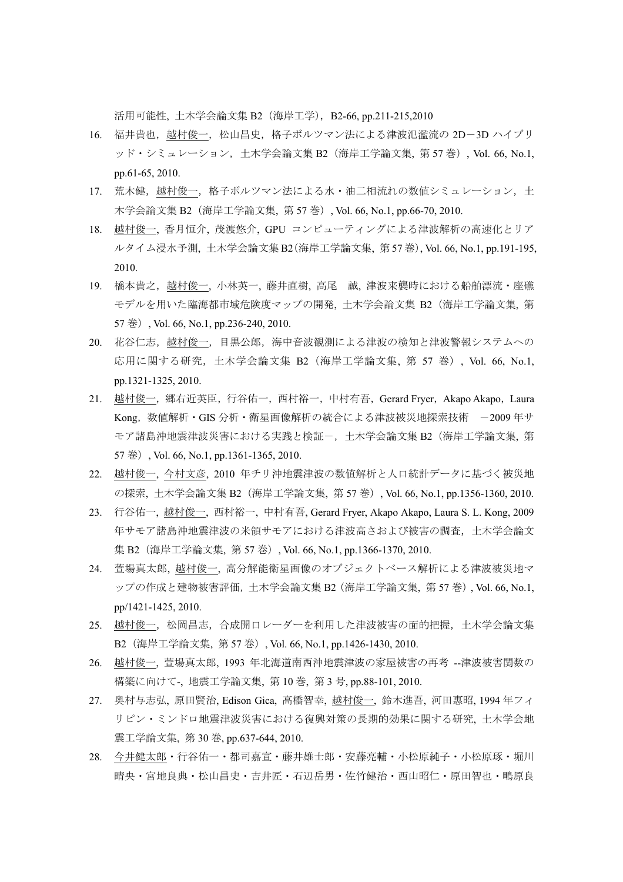活用可能性，土木学会論文集 B2（海岸工学），B2-66, pp.211-215,2010

16. 福井貴也，越村俊一，松山昌史，格子ボルツマン法による津波氾濫流の 2D－3D ハイブリッド・シミュレーション，土木学会論文集 B2（海岸工学論文集, 第 57 巻）, Vol. 66, No.1, pp.61-65, 2010.
17. 荒木健，越村俊一，格子ボルツマン法による水・油二相流れの数値シミュレーション，土木学会論文集 B2（海岸工学論文集, 第 57 巻）, Vol. 66, No.1, pp.66-70, 2010.
18. 越村俊一, 香月恒介, 茂渡悠介, GPU コンピューティングによる津波解析の高速化とリアルタイム浸水予測, 土木学会論文集 B2(海岸工学論文集, 第 57 巻), Vol. 66, No.1, pp.191-195, 2010.
19. 橋本貴之，越村俊一，小林英一，藤井直樹，高尾　誠，津波来襲時における船舶漂流・座礁モデルを用いた臨海都市域危険度マップの開発，土木学会論文集 B2（海岸工学論文集, 第 57 巻）, Vol. 66, No.1, pp.236-240, 2010.
20. 花谷仁志，越村俊一，目黒公郎，海中音波観測による津波の検知と津波警報システムへの応用に関する研究，土木学会論文集 B2（海岸工学論文集, 第 57 巻）, Vol. 66, No.1, pp.1321-1325, 2010.
21. 越村俊一，郷右近英臣，行谷佑一，西村裕一，中村有吾，Gerard Fryer，Akapo Akapo，Laura Kong，数値解析・GIS 分析・衛星画像解析の統合による津波被災地探索技術　－2009 年サモア諸島沖地震津波災害における実践と検証－，土木学会論文集 B2（海岸工学論文集, 第 57 巻）, Vol. 66, No.1, pp.1361-1365, 2010.
22. 越村俊一, 今村文彦, 2010 年チリ沖地震津波の数値解析と人口統計データに基づく被災地の探索, 土木学会論文集 B2（海岸工学論文集, 第 57 巻）, Vol. 66, No.1, pp.1356-1360, 2010.
23. 行谷佑一, 越村俊一, 西村裕一, 中村有吾, Gerard Fryer, Akapo Akapo, Laura S. L. Kong, 2009 年サモア諸島沖地震津波の米領サモアにおける津波高さおよび被害の調査，土木学会論文集 B2（海岸工学論文集, 第 57 巻）, Vol. 66, No.1, pp.1366-1370, 2010.
24. 萱場真太郎, 越村俊一, 高分解能衛星画像のオブジェクトベース解析による津波被災地マップの作成と建物被害評価，土木学会論文集 B2（海岸工学論文集, 第 57 巻）, Vol. 66, No.1, pp/1421-1425, 2010.
25. 越村俊一，松岡昌志，合成開口レーダーを利用した津波被害の面的把握，土木学会論文集 B2（海岸工学論文集, 第 57 巻）, Vol. 66, No.1, pp.1426-1430, 2010.
26. 越村俊一, 萱場真太郎, 1993 年北海道南西沖地震津波の家屋被害の再考 --津波被害関数の構築に向けて-, 地震工学論文集, 第 10 巻, 第 3 号, pp.88-101, 2010.
27. 奥村与志弘, 原田賢治, Edison Gica, 高橋智幸, 越村俊一, 鈴木進吾, 河田惠昭, 1994 年フィリピン・ミンドロ地震津波災害における復興対策の長期的効果に関する研究, 土木学会地震工学論文集, 第 30 巻, pp.637-644, 2010.
28. 今井健太郎・行谷佑一・都司嘉宣・藤井雄士郎・安藤亮輔・小松原純子・小松原琢・堀川晴央・宮地良典・松山昌史・吉井匠・石辺岳男・佐竹健治・西山昭仁・原田智也・鴫原良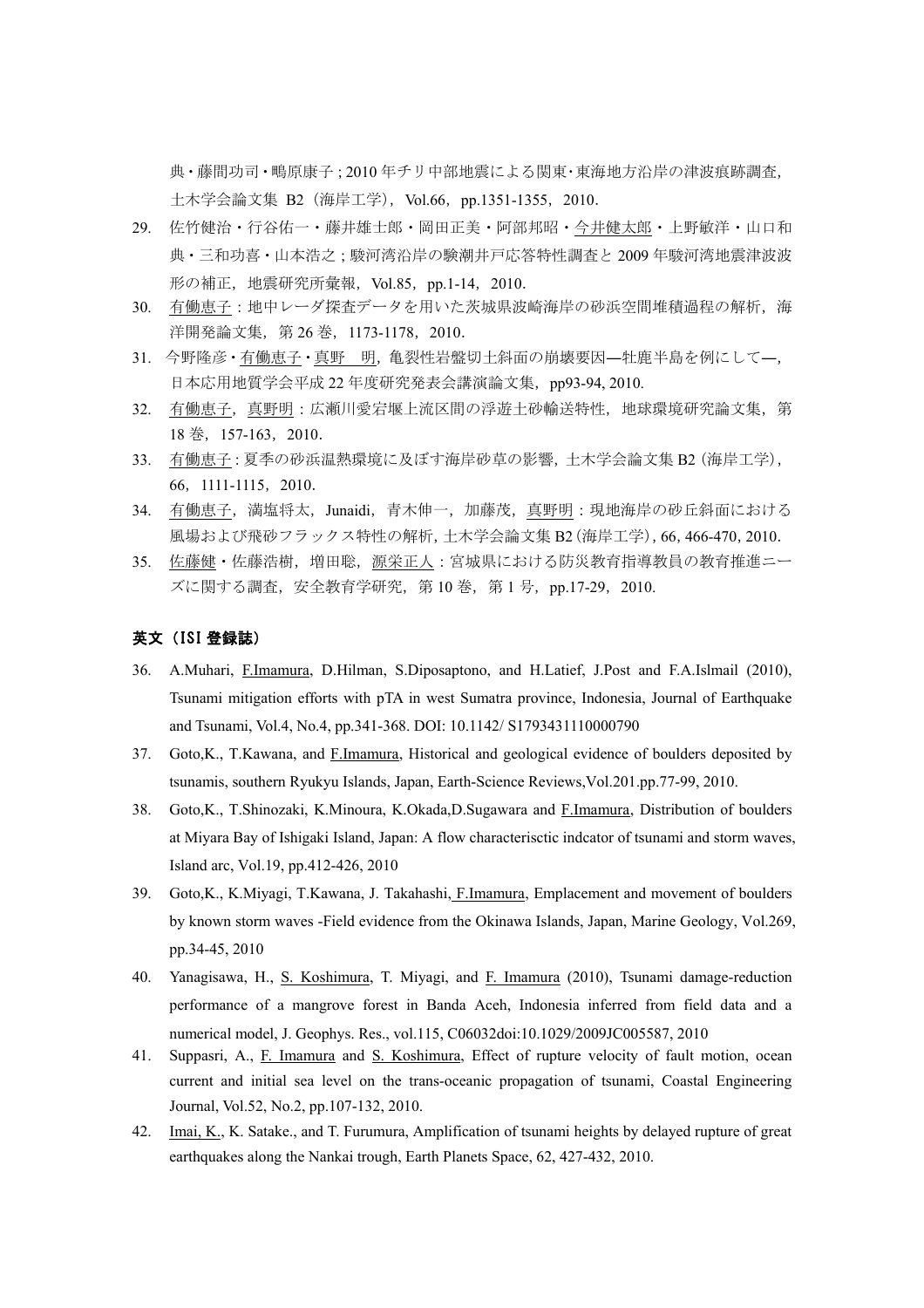典・藤間功司・鴫原康子；2010 年チリ中部地震による関東・東海地方沿岸の津波痕跡調査，土木学会論文集 B2（海岸工学），Vol.66，pp.1351-1355，2010．

29. 佐竹健治・行谷佑一・藤井雄士郎・岡田正美・阿部邦昭・今井健太郎・上野敏洋・山口和典・三和功喜・山本浩之；駿河湾沿岸の験潮井戸応答特性調査と 2009 年駿河湾地震津波波形の補正，地震研究所彙報，Vol.85，pp.1-14，2010．
30. 有働恵子：地中レーダ探査データを用いた茨城県波崎海岸の砂浜空間堆積過程の解析，海洋開発論文集，第 26 巻，1173-1178，2010．
31. 今野隆彦・有働恵子・真野　明，亀裂性岩盤切土斜面の崩壊要因―牡鹿半島を例にして―，日本応用地質学会平成 22 年度研究発表会講演論文集，pp93-94, 2010.
32. 有働恵子，真野明：広瀬川愛宕堰上流区間の浮遊土砂輸送特性，地球環境研究論文集，第 18 巻，157-163，2010．
33. 有働恵子：夏季の砂浜温熱環境に及ぼす海岸砂草の影響，土木学会論文集 B2（海岸工学），66，1111-1115，2010．
34. 有働恵子，満塩将太，Junaidi，青木伸一，加藤茂，真野明：現地海岸の砂丘斜面における風場および飛砂フラックス特性の解析，土木学会論文集 B2（海岸工学），66, 466-470, 2010.
35. 佐藤健・佐藤浩樹，増田聡，源栄正人：宮城県における防災教育指導教員の教育推進ニーズに関する調査，安全教育学研究，第 10 巻，第 1 号，pp.17-29，2010.

### 英文（ISI 登録誌）

36. A.Muhari, F.Imamura, D.Hilman, S.Diposaptono, and H.Latief, J.Post and F.A.Islmail (2010), Tsunami mitigation efforts with pTA in west Sumatra province, Indonesia, Journal of Earthquake and Tsunami, Vol.4, No.4, pp.341-368. DOI: 10.1142/ S1793431110000790
37. Goto,K., T.Kawana, and F.Imamura, Historical and geological evidence of boulders deposited by tsunamis, southern Ryukyu Islands, Japan, Earth-Science Reviews,Vol.201.pp.77-99, 2010.
38. Goto,K., T.Shinozaki, K.Minoura, K.Okada,D.Sugawara and F.Imamura, Distribution of boulders at Miyara Bay of Ishigaki Island, Japan: A flow characterisctic indcator of tsunami and storm waves, Island arc, Vol.19, pp.412-426, 2010
39. Goto,K., K.Miyagi, T.Kawana, J. Takahashi, F.Imamura, Emplacement and movement of boulders by known storm waves -Field evidence from the Okinawa Islands, Japan, Marine Geology, Vol.269, pp.34-45, 2010
40. Yanagisawa, H., S. Koshimura, T. Miyagi, and F. Imamura (2010), Tsunami damage-reduction performance of a mangrove forest in Banda Aceh, Indonesia inferred from field data and a numerical model, J. Geophys. Res., vol.115, C06032doi:10.1029/2009JC005587, 2010
41. Suppasri, A., F. Imamura and S. Koshimura, Effect of rupture velocity of fault motion, ocean current and initial sea level on the trans-oceanic propagation of tsunami, Coastal Engineering Journal, Vol.52, No.2, pp.107-132, 2010.
42. Imai, K., K. Satake., and T. Furumura, Amplification of tsunami heights by delayed rupture of great earthquakes along the Nankai trough, Earth Planets Space, 62, 427-432, 2010.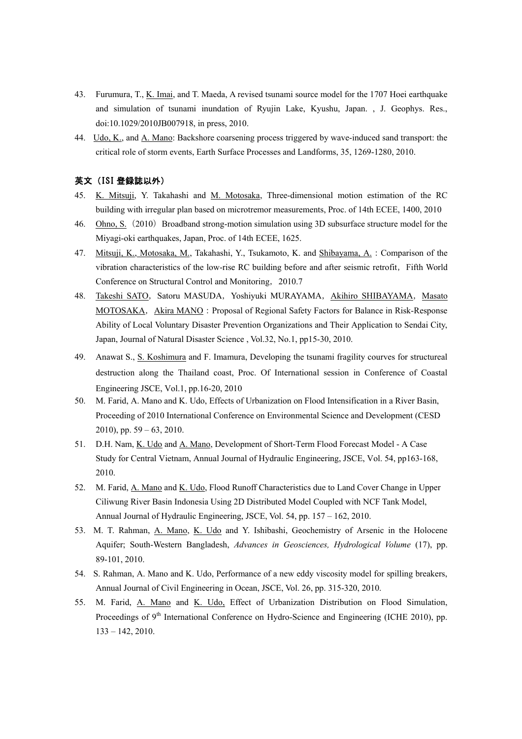43. Furumura, T., K. Imai, and T. Maeda, A revised tsunami source model for the 1707 Hoei earthquake and simulation of tsunami inundation of Ryujin Lake, Kyushu, Japan. , J. Geophys. Res., doi:10.1029/2010JB007918, in press, 2010.
44. Udo, K., and A. Mano: Backshore coarsening process triggered by wave-induced sand transport: the critical role of storm events, Earth Surface Processes and Landforms, 35, 1269-1280, 2010.

### 英文（ISI 登録誌以外）

45. K. Mitsuji, Y. Takahashi and M. Motosaka, Three-dimensional motion estimation of the RC building with irregular plan based on microtremor measurements, Proc. of 14th ECEE, 1400, 2010
46. Ohno, S.（2010）Broadband strong-motion simulation using 3D subsurface structure model for the Miyagi-oki earthquakes, Japan, Proc. of 14th ECEE, 1625.
47. Mitsuji, K., Motosaka, M., Takahashi, Y., Tsukamoto, K. and Shibayama, A. : Comparison of the vibration characteristics of the low-rise RC building before and after seismic retrofit，Fifth World Conference on Structural Control and Monitoring，2010.7
48. Takeshi SATO，Satoru MASUDA，Yoshiyuki MURAYAMA，Akihiro SHIBAYAMA，Masato MOTOSAKA，Akira MANO：Proposal of Regional Safety Factors for Balance in Risk-Response Ability of Local Voluntary Disaster Prevention Organizations and Their Application to Sendai City, Japan, Journal of Natural Disaster Science , Vol.32, No.1, pp15-30, 2010.
49. Anawat S., S. Koshimura and F. Imamura, Developing the tsunami fragility courves for structureal destruction along the Thailand coast, Proc. Of International session in Conference of Coastal Engineering JSCE, Vol.1, pp.16-20, 2010
50. M. Farid, A. Mano and K. Udo, Effects of Urbanization on Flood Intensification in a River Basin, Proceeding of 2010 International Conference on Environmental Science and Development (CESD 2010), pp. 59 – 63, 2010.
51. D.H. Nam, K. Udo and A. Mano, Development of Short-Term Flood Forecast Model - A Case Study for Central Vietnam, Annual Journal of Hydraulic Engineering, JSCE, Vol. 54, pp163-168, 2010.
52. M. Farid, A. Mano and K. Udo, Flood Runoff Characteristics due to Land Cover Change in Upper Ciliwung River Basin Indonesia Using 2D Distributed Model Coupled with NCF Tank Model, Annual Journal of Hydraulic Engineering, JSCE, Vol. 54, pp. 157 – 162, 2010.
53. M. T. Rahman, A. Mano, K. Udo and Y. Ishibashi, Geochemistry of Arsenic in the Holocene Aquifer; South-Western Bangladesh, *Advances in Geosciences, Hydrological Volume* (17), pp. 89-101, 2010.
54. S. Rahman, A. Mano and K. Udo, Performance of a new eddy viscosity model for spilling breakers, Annual Journal of Civil Engineering in Ocean, JSCE, Vol. 26, pp. 315-320, 2010.
55. M. Farid, A. Mano and K. Udo, Effect of Urbanization Distribution on Flood Simulation, Proceedings of 9th International Conference on Hydro-Science and Engineering (ICHE 2010), pp. 133 – 142, 2010.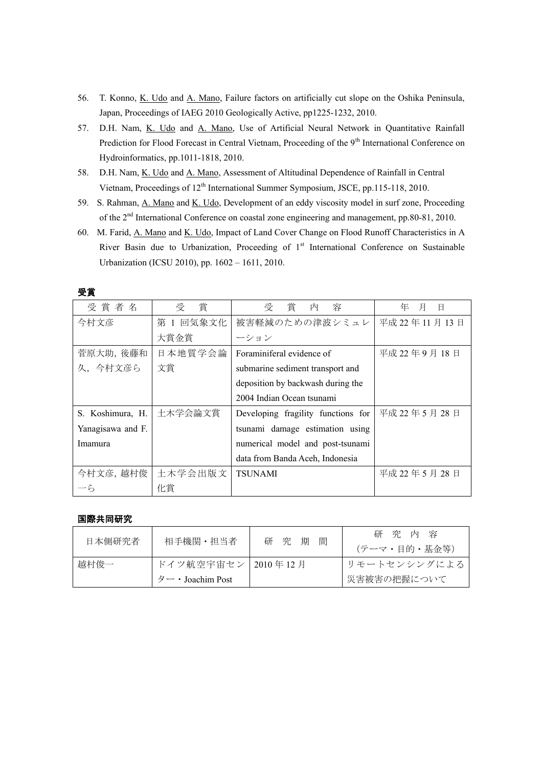56. T. Konno, K. Udo and A. Mano, Failure factors on artificially cut slope on the Oshika Peninsula, Japan, Proceedings of IAEG 2010 Geologically Active, pp1225-1232, 2010.
57. D.H. Nam, K. Udo and A. Mano, Use of Artificial Neural Network in Quantitative Rainfall Prediction for Flood Forecast in Central Vietnam, Proceeding of the 9th International Conference on Hydroinformatics, pp.1011-1818, 2010.
58. D.H. Nam, K. Udo and A. Mano, Assessment of Altitudinal Dependence of Rainfall in Central Vietnam, Proceedings of 12th International Summer Symposium, JSCE, pp.115-118, 2010.
59. S. Rahman, A. Mano and K. Udo, Development of an eddy viscosity model in surf zone, Proceeding of the 2nd International Conference on coastal zone engineering and management, pp.80-81, 2010.
60. M. Farid, A. Mano and K. Udo, Impact of Land Cover Change on Flood Runoff Characteristics in A River Basin due to Urbanization, Proceeding of 1st International Conference on Sustainable Urbanization (ICSU 2010), pp. 1602 – 1611, 2010.

**受賞**

| 受賞者名 | 受賞 | 受賞内容 | 年月日 |
|---|---|---|---|
| 今村文彦 | 第 1 回気象文化大賞金賞 | 被害軽減のための津波シミュレーション | 平成 22 年 11 月 13 日 |
| 菅原大助，後藤和久，今村文彦ら | 日本地質学会論文賞 | Foraminiferal evidence of submarine sediment transport and deposition by backwash during the 2004 Indian Ocean tsunami | 平成 22 年 9 月 18 日 |
| S. Koshimura, H. Yanagisawa and F. Imamura | 土木学会論文賞 | Developing fragility functions for tsunami damage estimation using numerical model and post-tsunami data from Banda Aceh, Indonesia | 平成 22 年 5 月 28 日 |
| 今村文彦，越村俊一ら | 土木学会出版文化賞 | TSUNAMI | 平成 22 年 5 月 28 日 |

**国際共同研究**

| 日本側研究者 | 相手機関・担当者 | 研究期間 | 研究内容（テーマ・目的・基金等） |
|---|---|---|---|
| 越村俊一 | ドイツ航空宇宙センター・Joachim Post | 2010 年 12 月 | リモートセンシングによる災害被害の把握について |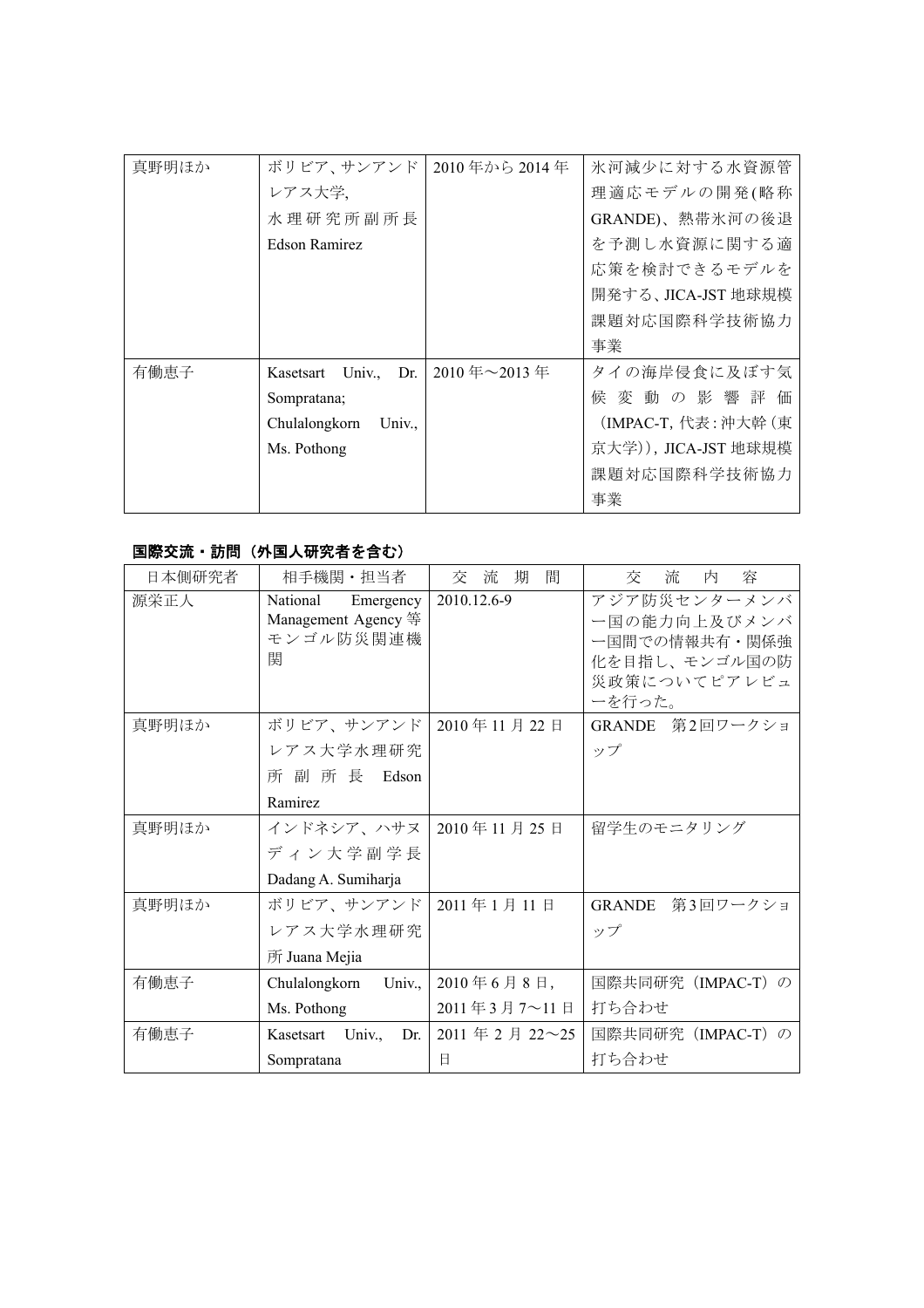| 真野明ほか | ボリビア、サンアンドレアス大学, 水理研究所副所長 Edson Ramirez | 2010 年から 2014 年 | 氷河減少に対する水資源管理適応モデルの開発(略称 GRANDE)、熱帯氷河の後退を予測し水資源に関する適応策を検討できるモデルを開発する、JICA-JST 地球規模課題対応国際科学技術協力事業 |
|---|---|---|---|
| 有働恵子 | Kasetsart Univ., Dr. Sompratana; Chulalongkorn Univ., Ms. Pothong | 2010 年～2013 年 | タイの海岸侵食に及ぼす気候変動の影響評価（IMPAC-T, 代表：沖大幹（東京大学））, JICA-JST 地球規模課題対応国際科学技術協力事業 |

**国際交流・訪問（外国人研究者を含む）**

| 日本側研究者 | 相手機関・担当者 | 交流期間 | 交流内容 |
|---|---|---|---|
| 源栄正人 | National Emergency Management Agency 等モンゴル防災関連機関 | 2010.12.6-9 | アジア防災センターメンバー国の能力向上及びメンバー国間での情報共有・関係強化を目指し、モンゴル国の防災政策についてピアレビューを行った。 |
| 真野明ほか | ボリビア、サンアンドレアス大学水理研究所副所長 Edson Ramirez | 2010 年 11 月 22 日 | GRANDE 第2回ワークショップ |
| 真野明ほか | インドネシア、ハサヌディン大学副学長 Dadang A. Sumiharja | 2010 年 11 月 25 日 | 留学生のモニタリング |
| 真野明ほか | ボリビア、サンアンドレアス大学水理研究所 Juana Mejia | 2011 年 1 月 11 日 | GRANDE 第3回ワークショップ |
| 有働恵子 | Chulalongkorn Univ., Ms. Pothong | 2010 年 6 月 8 日, 2011 年 3 月 7～11 日 | 国際共同研究（IMPAC-T）の打ち合わせ |
| 有働恵子 | Kasetsart Univ., Dr. Sompratana | 2011 年 2 月 22～25 日 | 国際共同研究（IMPAC-T）の打ち合わせ |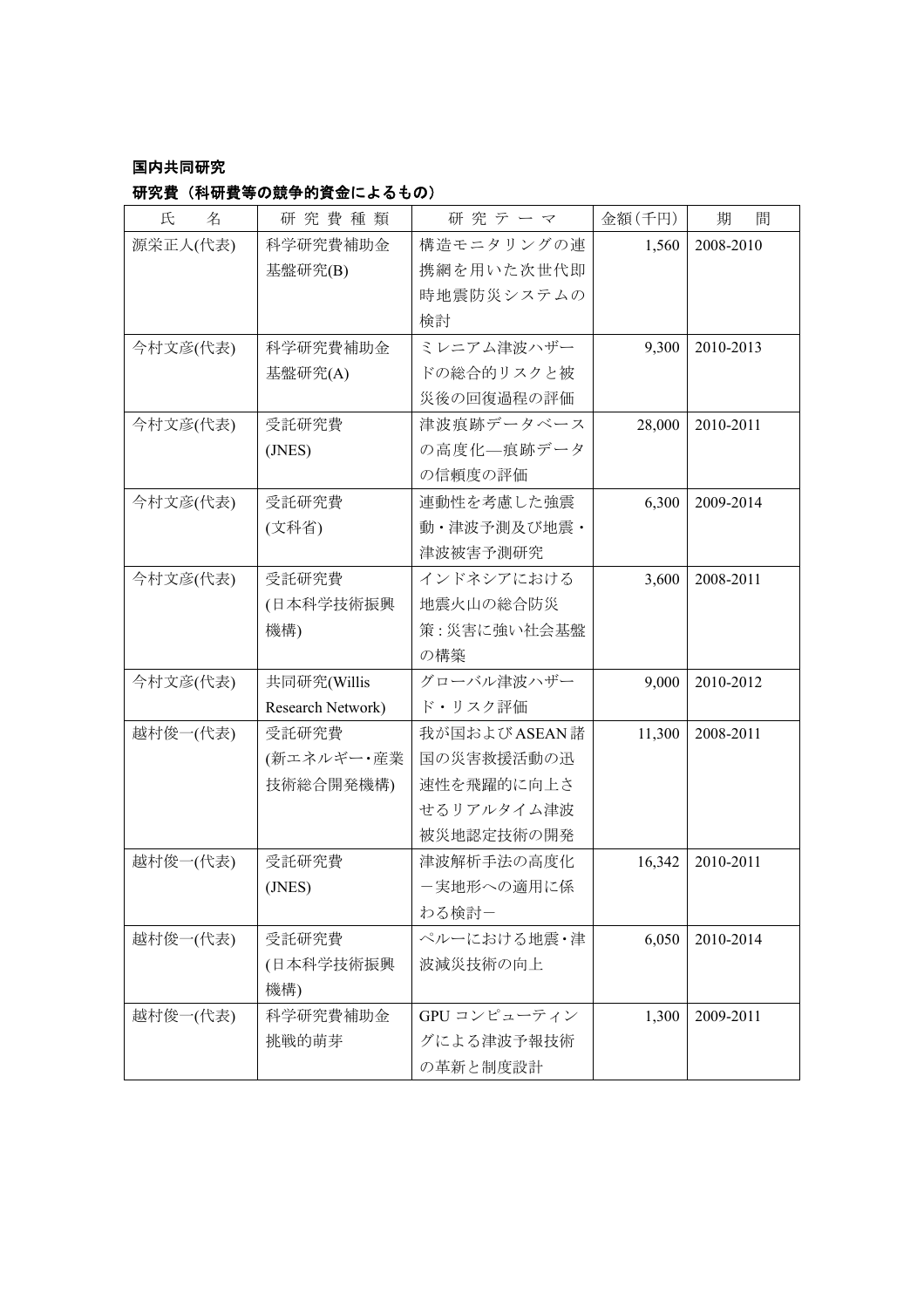### 国内共同研究

### 研究費（科研費等の競争的資金によるもの）

| 氏　　名 | 研 究 費 種 類 | 研 究 テ ー マ | 金額(千円) | 期　　間 |
|---|---|---|---|---|
| 源栄正人(代表) | 科学研究費補助金 基盤研究(B) | 構造モニタリングの連携網を用いた次世代即時地震防災システムの検討 | 1,560 | 2008-2010 |
| 今村文彦(代表) | 科学研究費補助金 基盤研究(A) | ミレニアム津波ハザードの総合的リスクと被災後の回復過程の評価 | 9,300 | 2010-2013 |
| 今村文彦(代表) | 受託研究費 (JNES) | 津波痕跡データベースの高度化—痕跡データの信頼度の評価 | 28,000 | 2010-2011 |
| 今村文彦(代表) | 受託研究費 (文科省) | 連動性を考慮した強震動・津波予測及び地震・津波被害予測研究 | 6,300 | 2009-2014 |
| 今村文彦(代表) | 受託研究費 (日本科学技術振興機構) | インドネシアにおける地震火山の総合防災策：災害に強い社会基盤の構築 | 3,600 | 2008-2011 |
| 今村文彦(代表) | 共同研究(Willis Research Network) | グローバル津波ハザード・リスク評価 | 9,000 | 2010-2012 |
| 越村俊一(代表) | 受託研究費 (新エネルギー・産業技術総合開発機構) | 我が国およびASEAN諸国の災害救援活動の迅速性を飛躍的に向上させるリアルタイム津波被災地認定技術の開発 | 11,300 | 2008-2011 |
| 越村俊一(代表) | 受託研究費 (JNES) | 津波解析手法の高度化－実地形への適用に係わる検討－ | 16,342 | 2010-2011 |
| 越村俊一(代表) | 受託研究費 (日本科学技術振興機構) | ペルーにおける地震・津波減災技術の向上 | 6,050 | 2010-2014 |
| 越村俊一(代表) | 科学研究費補助金 挑戦的萌芽 | GPUコンピューティングによる津波予報技術の革新と制度設計 | 1,300 | 2009-2011 |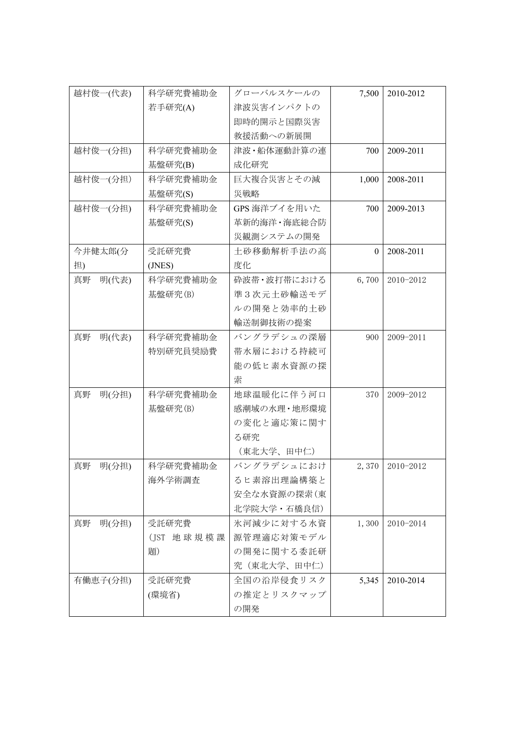| | | | | |
|---|---|---|---|---|
| 越村俊一(代表) | 科学研究費補助金<br>若手研究(A) | グローバルスケールの津波災害インパクトの即時的開示と国際災害救援活動への新展開 | 7,500 | 2010-2012 |
| 越村俊一(分担) | 科学研究費補助金<br>基盤研究(B) | 津波・船体運動計算の連成化研究 | 700 | 2009-2011 |
| 越村俊一(分担) | 科学研究費補助金<br>基盤研究(S) | 巨大複合災害とその減災戦略 | 1,000 | 2008-2011 |
| 越村俊一(分担) | 科学研究費補助金<br>基盤研究(S) | GPS 海洋ブイを用いた革新的海洋・海底総合防災観測システムの開発 | 700 | 2009-2013 |
| 今井健太郎(分担) | 受託研究費<br>(JNES) | 土砂移動解析手法の高度化 | 0 | 2008-2011 |
| 真野　明(代表) | 科学研究費補助金<br>基盤研究(B) | 砕波帯・波打帯における準３次元土砂輸送モデルの開発と効率的土砂輸送制御技術の提案 | 6,700 | 2010-2012 |
| 真野　明(代表) | 科学研究費補助金<br>特別研究員奨励費 | バングラデシュの深層帯水層における持続可能の低ヒ素水資源の探索 | 900 | 2009-2011 |
| 真野　明(分担) | 科学研究費補助金<br>基盤研究(B) | 地球温暖化に伴う河口感潮域の水理・地形環境の変化と適応策に関する研究<br>（東北大学、田中仁） | 370 | 2009-2012 |
| 真野　明(分担) | 科学研究費補助金<br>海外学術調査 | バングラデシュにおけるヒ素溶出理論構築と安全な水資源の探索(東北学院大学・石橋良信) | 2,370 | 2010-2012 |
| 真野　明(分担) | 受託研究費<br>(JST　地球規模課題) | 氷河減少に対する水資源管理適応対策モデルの開発に関する委託研究（東北大学、田中仁） | 1,300 | 2010-2014 |
| 有働恵子(分担) | 受託研究費<br>(環境省) | 全国の沿岸侵食リスクの推定とリスクマップの開発 | 5,345 | 2010-2014 |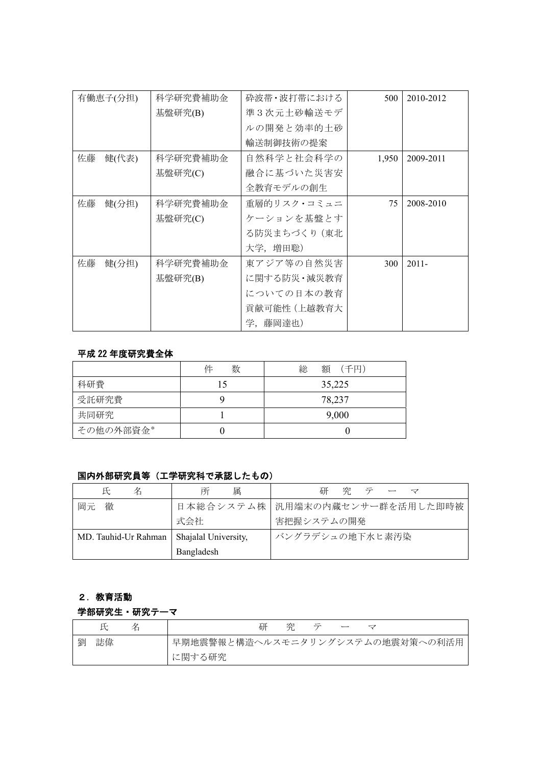| 有働恵子(分担) | 科学研究費補助金基盤研究(B) | 砕波帯・波打帯における準３次元土砂輸送モデルの開発と効率的土砂輸送制御技術の提案 | 500 | 2010-2012 |
|---|---|---|---|---|
| 佐藤　健(代表) | 科学研究費補助金基盤研究(C) | 自然科学と社会科学の融合に基づいた災害安全教育モデルの創生 | 1,950 | 2009-2011 |
| 佐藤　健(分担) | 科学研究費補助金基盤研究(C) | 重層的リスク・コミュニケーションを基盤とする防災まちづくり（東北大学，増田聡） | 75 | 2008-2010 |
| 佐藤　健(分担) | 科学研究費補助金基盤研究(B) | 東アジア等の自然災害に関する防災・減災教育についての日本の教育貢献可能性（上越教育大学，藤岡達也） | 300 | 2011- |

**平成 22 年度研究費全体**

| | 件　　数 | 総　額（千円） |
|---|---|---|
| 科研費 | 15 | 35,225 |
| 受託研究費 | 9 | 78,237 |
| 共同研究 | 1 | 9,000 |
| その他の外部資金* | 0 | 0 |

**国内外部研究員等（工学研究科で承認したもの）**

| 氏　　名 | 所　　属 | 研　究　テ　ー　マ |
|---|---|---|
| 岡元　徹 | 日本総合システム株式会社 | 汎用端末の内蔵センサー群を活用した即時被害把握システムの開発 |
| MD. Tauhid-Ur Rahman | Shajalal University, Bangladesh | バングラデシュの地下水ヒ素汚染 |

## ２．教育活動

**学部研究生・研究テーマ**

| 氏　　名 | 研　究　テ　ー　マ |
|---|---|
| 劉　誌偉 | 早期地震警報と構造ヘルスモニタリングシステムの地震対策への利活用に関する研究 |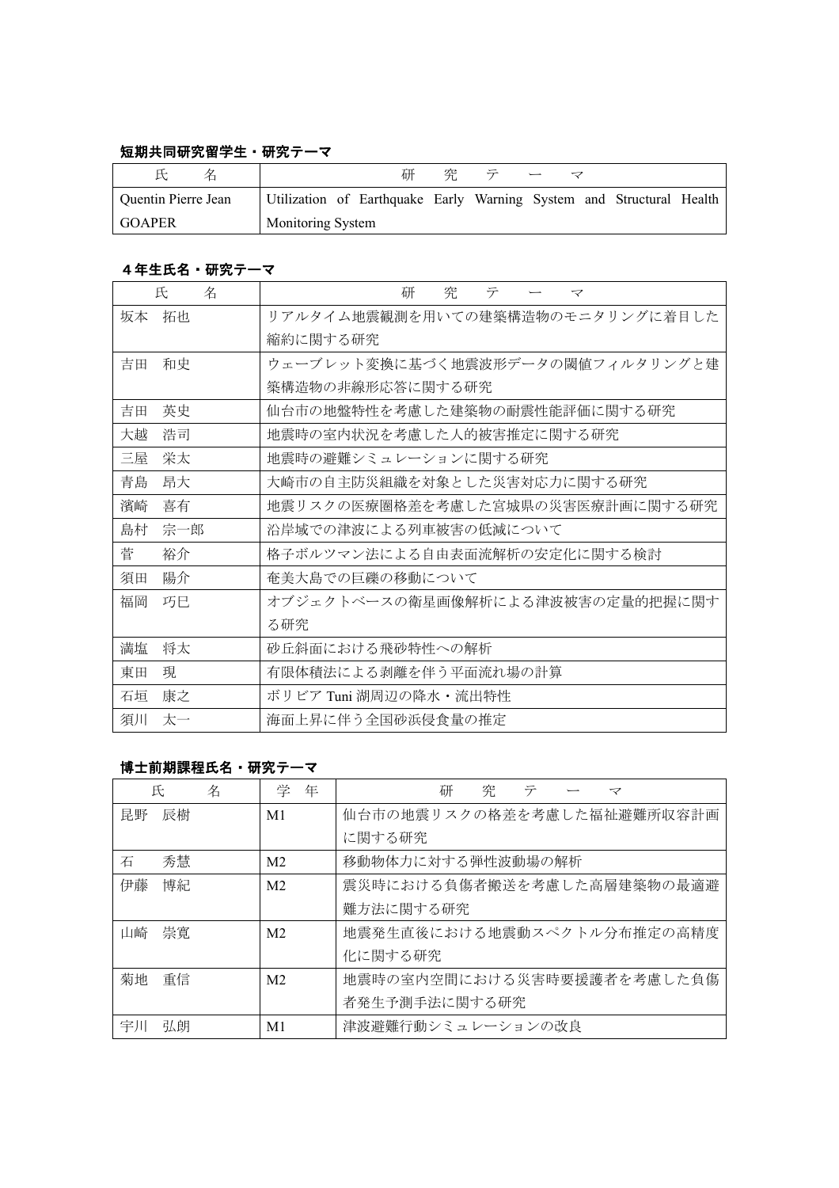### 短期共同研究留学生・研究テーマ

| 氏　　名 | 研　究　テ　ー　マ |
|---|---|
| Quentin Pierre Jean GOAPER | Utilization of Earthquake Early Warning System and Structural Health Monitoring System |

### ４年生氏名・研究テーマ

| 氏　　名 | 研　究　テ　ー　マ |
|---|---|
| 坂本　拓也 | リアルタイム地震観測を用いての建築構造物のモニタリングに着目した縮約に関する研究 |
| 吉田　和史 | ウェーブレット変換に基づく地震波形データの閾値フィルタリングと建築構造物の非線形応答に関する研究 |
| 吉田　英史 | 仙台市の地盤特性を考慮した建築物の耐震性能評価に関する研究 |
| 大越　浩司 | 地震時の室内状況を考慮した人的被害推定に関する研究 |
| 三屋　栄太 | 地震時の避難シミュレーションに関する研究 |
| 青島　昂大 | 大崎市の自主防災組織を対象とした災害対応力に関する研究 |
| 濱崎　喜有 | 地震リスクの医療圏格差を考慮した宮城県の災害医療計画に関する研究 |
| 島村　宗一郎 | 沿岸域での津波による列車被害の低減について |
| 菅　　裕介 | 格子ボルツマン法による自由表面流解析の安定化に関する検討 |
| 須田　陽介 | 奄美大島での巨礫の移動について |
| 福岡　巧巳 | オブジェクトベースの衛星画像解析による津波被害の定量的把握に関する研究 |
| 満塩　将太 | 砂丘斜面における飛砂特性への解析 |
| 東田　現 | 有限体積法による剥離を伴う平面流れ場の計算 |
| 石垣　康之 | ボリビア Tuni 湖周辺の降水・流出特性 |
| 須川　太一 | 海面上昇に伴う全国砂浜侵食量の推定 |

### 博士前期課程氏名・研究テーマ

| 氏　　名 | 学　年 | 研　究　テ　ー　マ |
|---|---|---|
| 昆野　辰樹 | M1 | 仙台市の地震リスクの格差を考慮した福祉避難所収容計画に関する研究 |
| 石　　秀慧 | M2 | 移動物体力に対する弾性波動場の解析 |
| 伊藤　博紀 | M2 | 震災時における負傷者搬送を考慮した高層建築物の最適避難方法に関する研究 |
| 山崎　崇寛 | M2 | 地震発生直後における地震動スペクトル分布推定の高精度化に関する研究 |
| 菊地　重信 | M2 | 地震時の室内空間における災害時要援護者を考慮した負傷者発生予測手法に関する研究 |
| 宇川　弘朗 | M1 | 津波避難行動シミュレーションの改良 |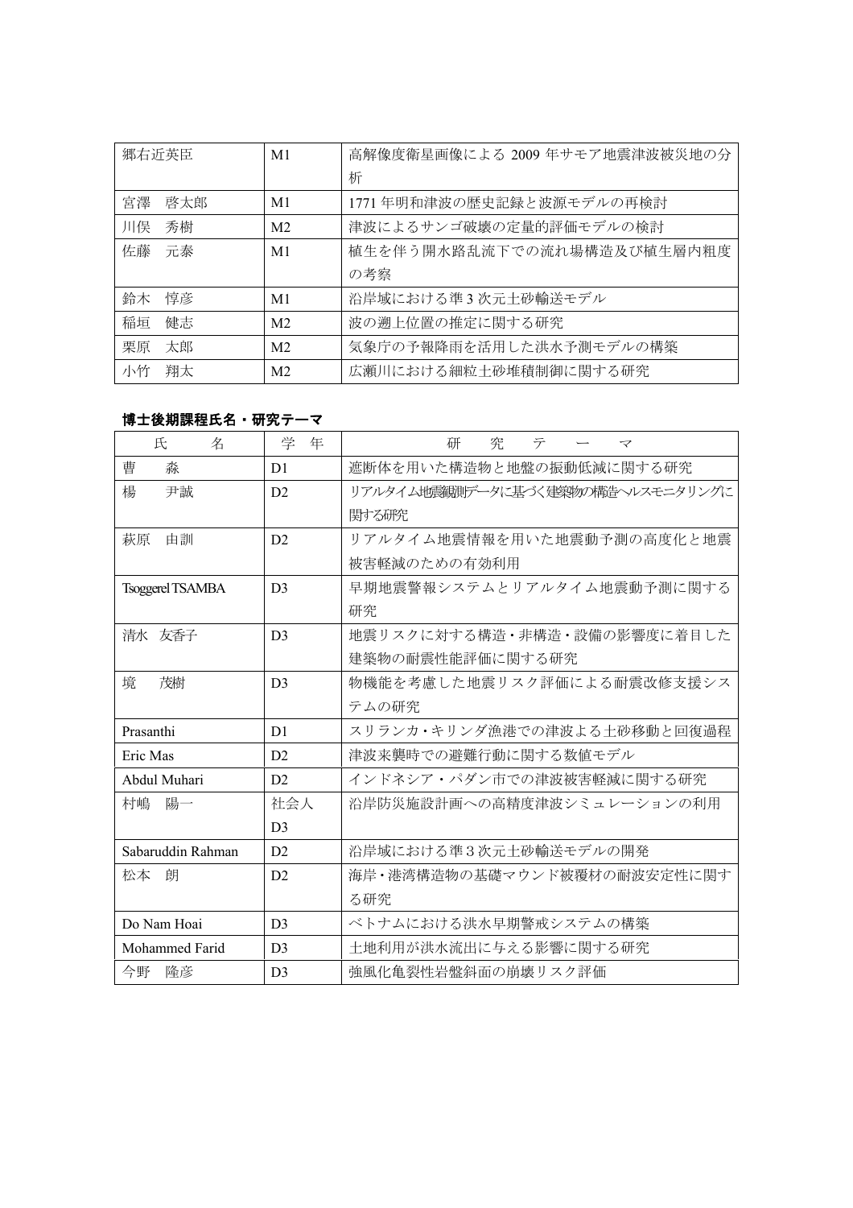| | | |
|---|---|---|
| 郷右近英臣 | M1 | 高解像度衛星画像による 2009 年サモア地震津波被災地の分析 |
| 宮澤　啓太郎 | M1 | 1771 年明和津波の歴史記録と波源モデルの再検討 |
| 川俣　秀樹 | M2 | 津波によるサンゴ破壊の定量的評価モデルの検討 |
| 佐藤　元泰 | M1 | 植生を伴う開水路乱流下での流れ場構造及び植生層内粗度の考察 |
| 鈴木　惇彦 | M1 | 沿岸域における準 3 次元土砂輸送モデル |
| 稲垣　健志 | M2 | 波の遡上位置の推定に関する研究 |
| 栗原　太郎 | M2 | 気象庁の予報降雨を活用した洪水予測モデルの構築 |
| 小竹　翔太 | M2 | 広瀬川における細粒土砂堆積制御に関する研究 |

**博士後期課程氏名・研究テーマ**

| 氏　　名 | 学　年 | 研　究　テ　ー　マ |
|---|---|---|
| 曹　　淼 | D1 | 遮断体を用いた構造物と地盤の振動低減に関する研究 |
| 楊　　尹誠 | D2 | リアルタイム地震観測データに基づく建築物の構造ヘルスモニタリングに関する研究 |
| 萩原　由訓 | D2 | リアルタイム地震情報を用いた地震動予測の高度化と地震被害軽減のための有効利用 |
| Tsoggerel TSAMBA | D3 | 早期地震警報システムとリアルタイム地震動予測に関する研究 |
| 清水　友香子 | D3 | 地震リスクに対する構造・非構造・設備の影響度に着目した建築物の耐震性能評価に関する研究 |
| 境　　茂樹 | D3 | 物機能を考慮した地震リスク評価による耐震改修支援システムの研究 |
| Prasanthi | D1 | スリランカ・キリンダ漁港での津波よる土砂移動と回復過程 |
| Eric Mas | D2 | 津波来襲時での避難行動に関する数値モデル |
| Abdul Muhari | D2 | インドネシア・パダン市での津波被害軽減に関する研究 |
| 村嶋　陽一 | 社会人 D3 | 沿岸防災施設計画への高精度津波シミュレーションの利用 |
| Sabaruddin Rahman | D2 | 沿岸域における準３次元土砂輸送モデルの開発 |
| 松本　朗 | D2 | 海岸・港湾構造物の基礎マウンド被覆材の耐波安定性に関する研究 |
| Do Nam Hoai | D3 | ベトナムにおける洪水早期警戒システムの構築 |
| Mohammed Farid | D3 | 土地利用が洪水流出に与える影響に関する研究 |
| 今野　隆彦 | D3 | 強風化亀裂性岩盤斜面の崩壊リスク評価 |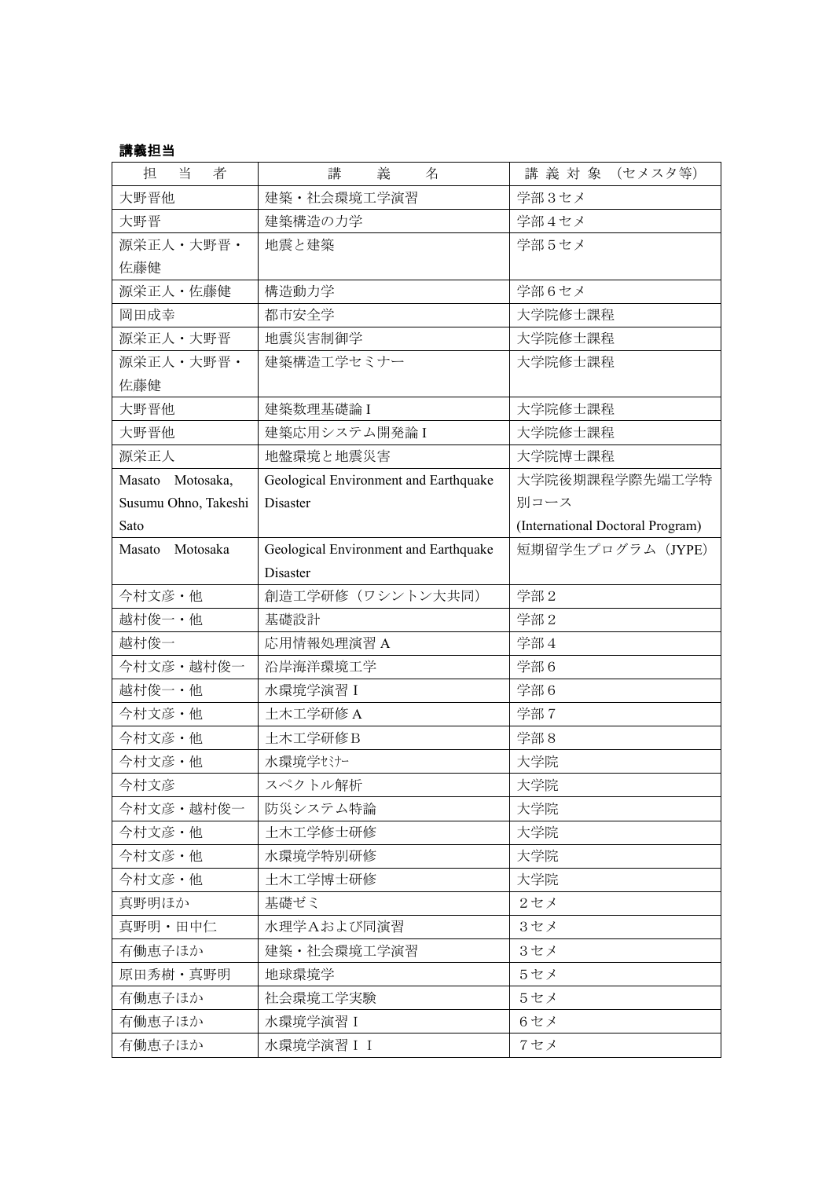**講義担当**

| 担　当　者 | 講　　義　　名 | 講 義 対 象 （セメスタ等） |
| --- | --- | --- |
| 大野晋他 | 建築・社会環境工学演習 | 学部３セメ |
| 大野晋 | 建築構造の力学 | 学部４セメ |
| 源栄正人・大野晋・佐藤健 | 地震と建築 | 学部５セメ |
| 源栄正人・佐藤健 | 構造動力学 | 学部６セメ |
| 岡田成幸 | 都市安全学 | 大学院修士課程 |
| 源栄正人・大野晋 | 地震災害制御学 | 大学院修士課程 |
| 源栄正人・大野晋・佐藤健 | 建築構造工学セミナー | 大学院修士課程 |
| 大野晋他 | 建築数理基礎論 I | 大学院修士課程 |
| 大野晋他 | 建築応用システム開発論 I | 大学院修士課程 |
| 源栄正人 | 地盤環境と地震災害 | 大学院博士課程 |
| Masato Motosaka, Susumu Ohno, Takeshi Sato | Geological Environment and Earthquake Disaster | 大学院後期課程学際先端工学特別コース (International Doctoral Program) |
| Masato Motosaka | Geological Environment and Earthquake Disaster | 短期留学生プログラム（JYPE） |
| 今村文彦・他 | 創造工学研修（ワシントン大共同） | 学部２ |
| 越村俊一・他 | 基礎設計 | 学部２ |
| 越村俊一 | 応用情報処理演習 A | 学部４ |
| 今村文彦・越村俊一 | 沿岸海洋環境工学 | 学部６ |
| 越村俊一・他 | 水環境学演習 I | 学部６ |
| 今村文彦・他 | 土木工学研修 A | 学部７ |
| 今村文彦・他 | 土木工学研修Ｂ | 学部８ |
| 今村文彦・他 | 水環境学ｾﾐﾅｰ | 大学院 |
| 今村文彦 | スペクトル解析 | 大学院 |
| 今村文彦・越村俊一 | 防災システム特論 | 大学院 |
| 今村文彦・他 | 土木工学修士研修 | 大学院 |
| 今村文彦・他 | 水環境学特別研修 | 大学院 |
| 今村文彦・他 | 土木工学博士研修 | 大学院 |
| 真野明ほか | 基礎ゼミ | ２セメ |
| 真野明・田中仁 | 水理学Aおよび同演習 | ３セメ |
| 有働恵子ほか | 建築・社会環境工学演習 | ３セメ |
| 原田秀樹・真野明 | 地球環境学 | ５セメ |
| 有働恵子ほか | 社会環境工学実験 | ５セメ |
| 有働恵子ほか | 水環境学演習Ｉ | ６セメ |
| 有働恵子ほか | 水環境学演習ＩＩ | ７セメ |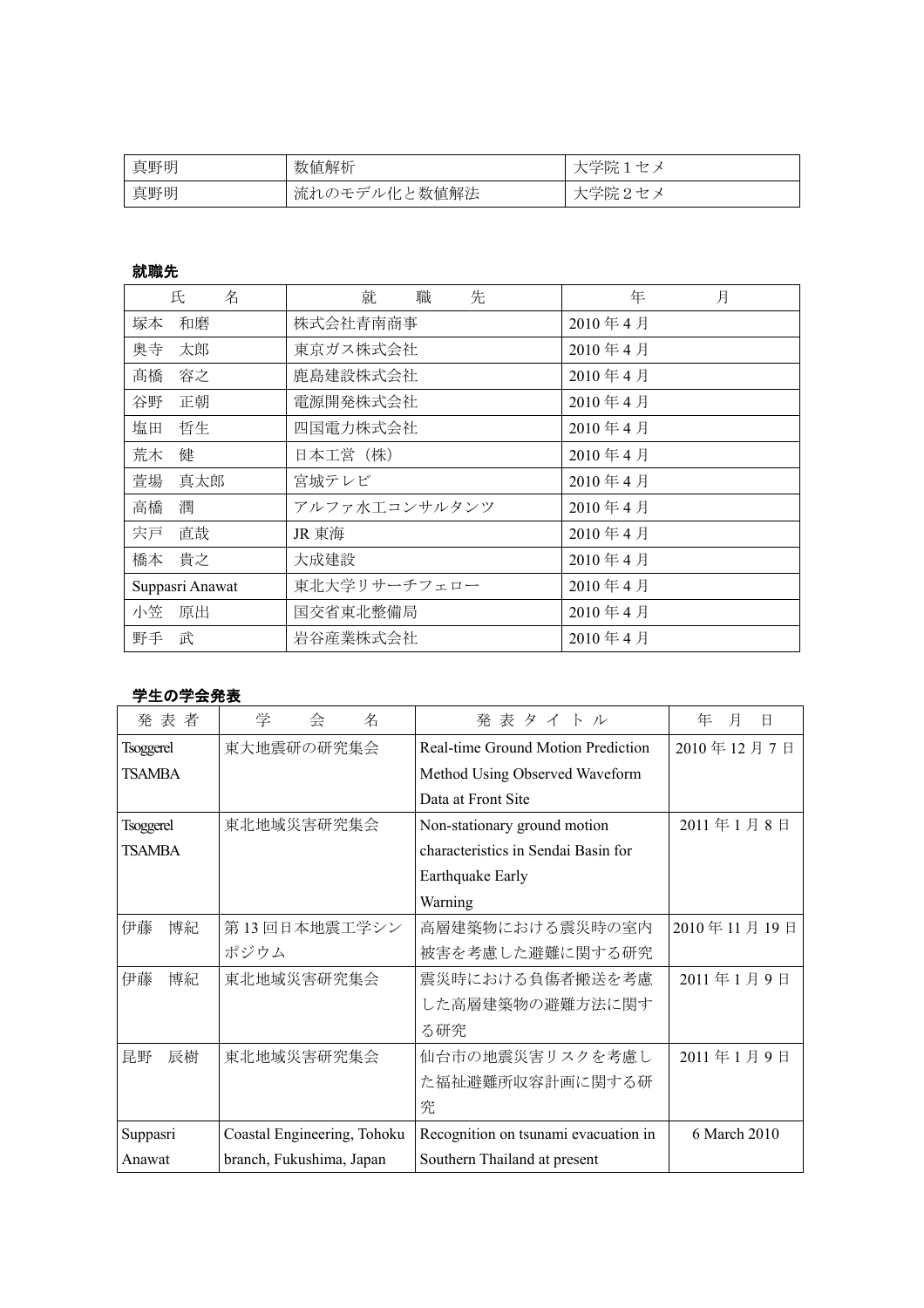| 真野明 | 数値解析 | 大学院１セメ |
|---|---|---|
| 真野明 | 流れのモデル化と数値解法 | 大学院２セメ |

**就職先**

| 氏　　名 | 就　　職　　先 | 年　　　月 |
|---|---|---|
| 塚本　和磨 | 株式会社青南商事 | 2010 年 4 月 |
| 奥寺　太郎 | 東京ガス株式会社 | 2010 年 4 月 |
| 髙橋　容之 | 鹿島建設株式会社 | 2010 年 4 月 |
| 谷野　正朝 | 電源開発株式会社 | 2010 年 4 月 |
| 塩田　哲生 | 四国電力株式会社 | 2010 年 4 月 |
| 荒木　健 | 日本工営（株） | 2010 年 4 月 |
| 萱場　真太郎 | 宮城テレビ | 2010 年 4 月 |
| 高橋　潤 | アルファ水工コンサルタンツ | 2010 年 4 月 |
| 宍戸　直哉 | JR 東海 | 2010 年 4 月 |
| 橋本　貴之 | 大成建設 | 2010 年 4 月 |
| Suppasri Anawat | 東北大学リサーチフェロー | 2010 年 4 月 |
| 小笠　原出 | 国交省東北整備局 | 2010 年 4 月 |
| 野手　武 | 岩谷産業株式会社 | 2010 年 4 月 |

**学生の学会発表**

| 発 表 者 | 学　　会　　名 | 発 表 タ イ ト ル | 年　月　日 |
|---|---|---|---|
| Tsoggerel TSAMBA | 東大地震研の研究集会 | Real-time Ground Motion Prediction Method Using Observed Waveform Data at Front Site | 2010 年 12 月 7 日 |
| Tsoggerel TSAMBA | 東北地域災害研究集会 | Non-stationary ground motion characteristics in Sendai Basin for Earthquake Early Warning | 2011 年 1 月 8 日 |
| 伊藤　博紀 | 第 13 回日本地震工学シンポジウム | 高層建築物における震災時の室内被害を考慮した避難に関する研究 | 2010 年 11 月 19 日 |
| 伊藤　博紀 | 東北地域災害研究集会 | 震災時における負傷者搬送を考慮した高層建築物の避難方法に関する研究 | 2011 年 1 月 9 日 |
| 昆野　辰樹 | 東北地域災害研究集会 | 仙台市の地震災害リスクを考慮した福祉避難所収容計画に関する研究 | 2011 年 1 月 9 日 |
| Suppasri Anawat | Coastal Engineering, Tohoku branch, Fukushima, Japan | Recognition on tsunami evacuation in Southern Thailand at present | 6 March 2010 |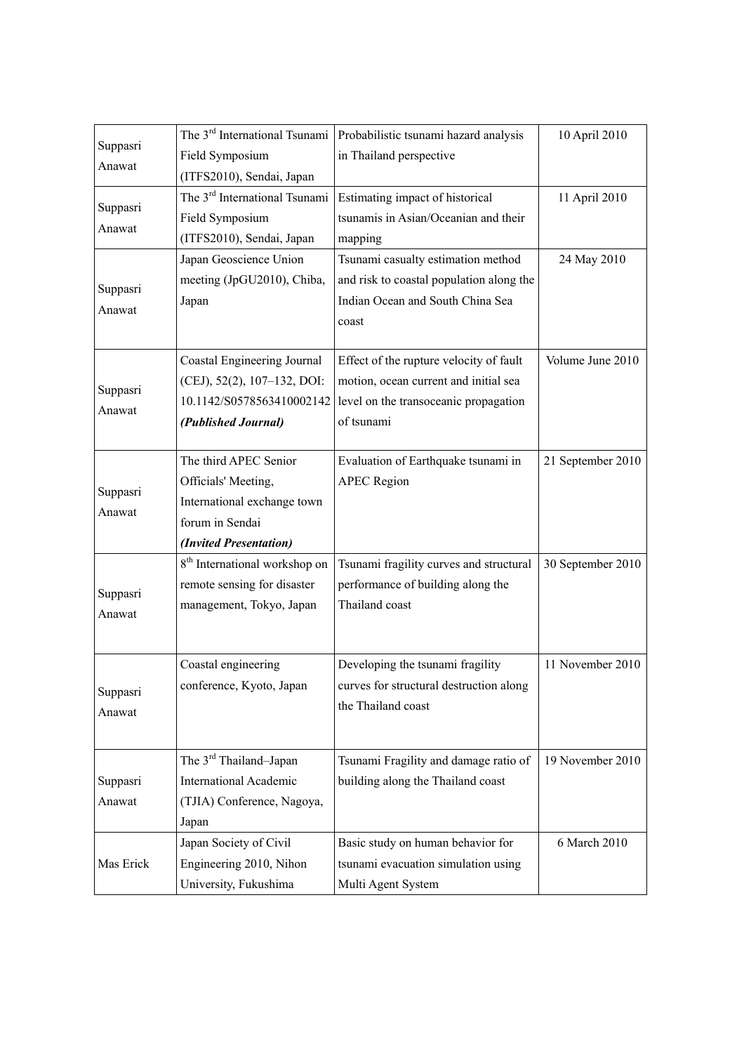| | | | |
|---|---|---|---|
| Suppasri Anawat | The 3rd International Tsunami Field Symposium (ITFS2010), Sendai, Japan | Probabilistic tsunami hazard analysis in Thailand perspective | 10 April 2010 |
| Suppasri Anawat | The 3rd International Tsunami Field Symposium (ITFS2010), Sendai, Japan | Estimating impact of historical tsunamis in Asian/Oceanian and their mapping | 11 April 2010 |
| Suppasri Anawat | Japan Geoscience Union meeting (JpGU2010), Chiba, Japan | Tsunami casualty estimation method and risk to coastal population along the Indian Ocean and South China Sea coast | 24 May 2010 |
| Suppasri Anawat | Coastal Engineering Journal (CEJ), 52(2), 107–132, DOI: 10.1142/S0578563410002142 ***(Published Journal)*** | Effect of the rupture velocity of fault motion, ocean current and initial sea level on the transoceanic propagation of tsunami | Volume June 2010 |
| Suppasri Anawat | The third APEC Senior Officials' Meeting, International exchange town forum in Sendai ***(Invited Presentation)*** | Evaluation of Earthquake tsunami in APEC Region | 21 September 2010 |
| Suppasri Anawat | 8th International workshop on remote sensing for disaster management, Tokyo, Japan | Tsunami fragility curves and structural performance of building along the Thailand coast | 30 September 2010 |
| Suppasri Anawat | Coastal engineering conference, Kyoto, Japan | Developing the tsunami fragility curves for structural destruction along the Thailand coast | 11 November 2010 |
| Suppasri Anawat | The 3rd Thailand–Japan International Academic (TJIA) Conference, Nagoya, Japan | Tsunami Fragility and damage ratio of building along the Thailand coast | 19 November 2010 |
| Mas Erick | Japan Society of Civil Engineering 2010, Nihon University, Fukushima | Basic study on human behavior for tsunami evacuation simulation using Multi Agent System | 6 March 2010 |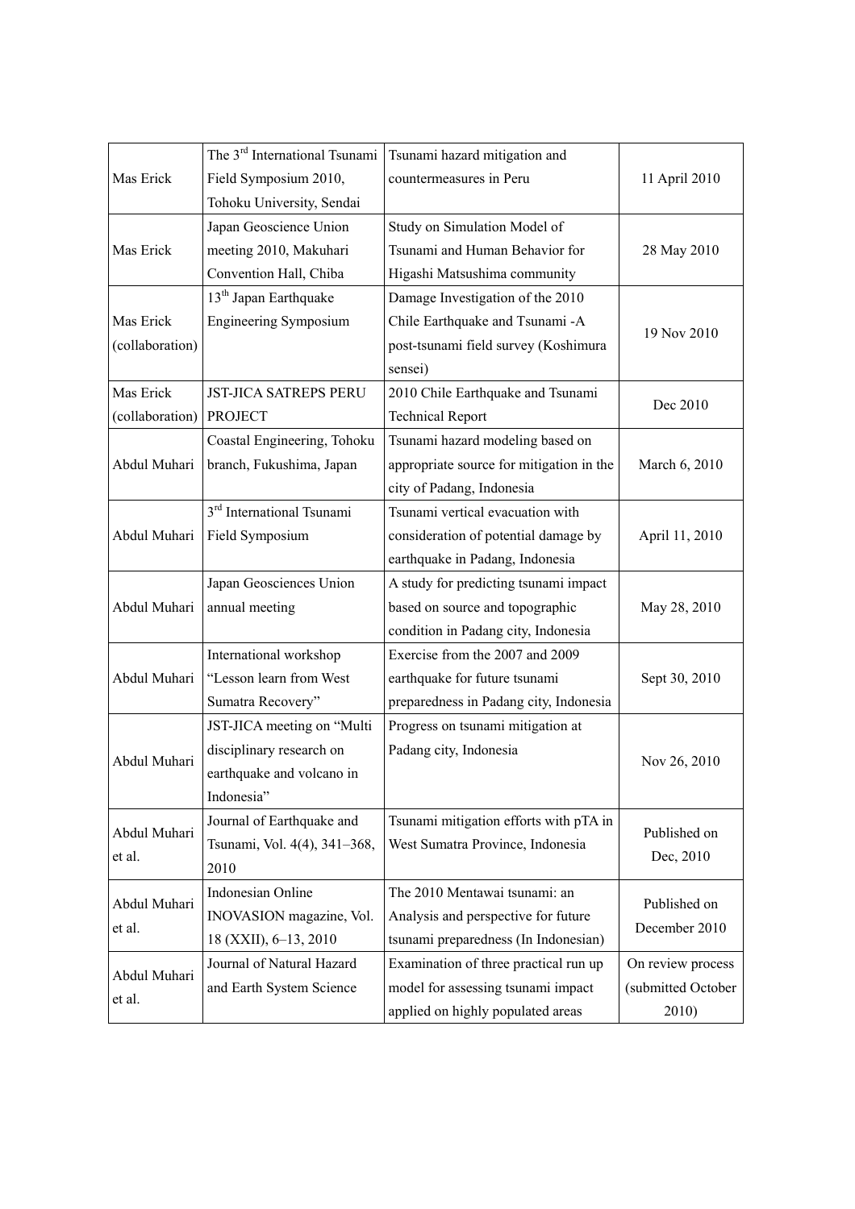| Mas Erick | The 3rd International Tsunami Field Symposium 2010, Tohoku University, Sendai | Tsunami hazard mitigation and countermeasures in Peru | 11 April 2010 |
|---|---|---|---|
| Mas Erick | Japan Geoscience Union meeting 2010, Makuhari Convention Hall, Chiba | Study on Simulation Model of Tsunami and Human Behavior for Higashi Matsushima community | 28 May 2010 |
| Mas Erick (collaboration) | 13th Japan Earthquake Engineering Symposium | Damage Investigation of the 2010 Chile Earthquake and Tsunami -A post-tsunami field survey (Koshimura sensei) | 19 Nov 2010 |
| Mas Erick (collaboration) | JST-JICA SATREPS PERU PROJECT | 2010 Chile Earthquake and Tsunami Technical Report | Dec 2010 |
| Abdul Muhari | Coastal Engineering, Tohoku branch, Fukushima, Japan | Tsunami hazard modeling based on appropriate source for mitigation in the city of Padang, Indonesia | March 6, 2010 |
| Abdul Muhari | 3rd International Tsunami Field Symposium | Tsunami vertical evacuation with consideration of potential damage by earthquake in Padang, Indonesia | April 11, 2010 |
| Abdul Muhari | Japan Geosciences Union annual meeting | A study for predicting tsunami impact based on source and topographic condition in Padang city, Indonesia | May 28, 2010 |
| Abdul Muhari | International workshop "Lesson learn from West Sumatra Recovery" | Exercise from the 2007 and 2009 earthquake for future tsunami preparedness in Padang city, Indonesia | Sept 30, 2010 |
| Abdul Muhari | JST-JICA meeting on "Multi disciplinary research on earthquake and volcano in Indonesia" | Progress on tsunami mitigation at Padang city, Indonesia | Nov 26, 2010 |
| Abdul Muhari et al. | Journal of Earthquake and Tsunami, Vol. 4(4), 341–368, 2010 | Tsunami mitigation efforts with pTA in West Sumatra Province, Indonesia | Published on Dec, 2010 |
| Abdul Muhari et al. | Indonesian Online INOVASION magazine, Vol. 18 (XXII), 6–13, 2010 | The 2010 Mentawai tsunami: an Analysis and perspective for future tsunami preparedness (In Indonesian) | Published on December 2010 |
| Abdul Muhari et al. | Journal of Natural Hazard and Earth System Science | Examination of three practical run up model for assessing tsunami impact applied on highly populated areas | On review process (submitted October 2010) |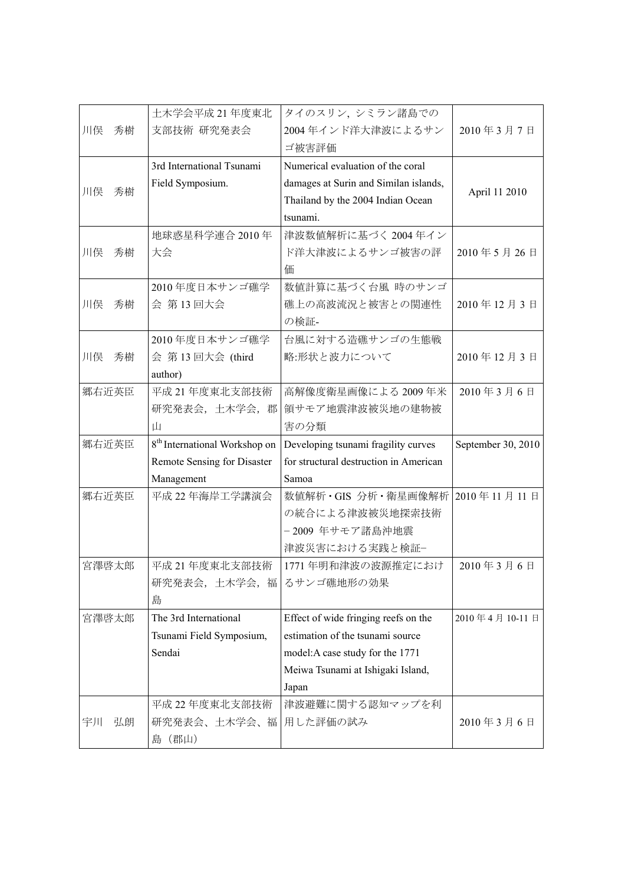| 川俣　秀樹 | 土木学会平成 21 年度東北支部技術 研究発表会 | タイのスリン，シミラン諸島での 2004 年インド洋大津波によるサンゴ被害評価 | 2010 年 3 月 7 日 |
|---|---|---|---|
| 川俣　秀樹 | 3rd International Tsunami Field Symposium. | Numerical evaluation of the coral damages at Surin and Similan islands, Thailand by the 2004 Indian Ocean tsunami. | April 11 2010 |
| 川俣　秀樹 | 地球惑星科学連合 2010 年大会 | 津波数値解析に基づく 2004 年インド洋大津波によるサンゴ被害の評価 | 2010 年 5 月 26 日 |
| 川俣　秀樹 | 2010 年度日本サンゴ礁学会 第 13 回大会 | 数値計算に基づく台風 時のサンゴ礁上の高波流況と被害との関連性の検証- | 2010 年 12 月 3 日 |
| 川俣　秀樹 | 2010 年度日本サンゴ礁学会 第 13 回大会 (third author) | 台風に対する造礁サンゴの生態戦略:形状と波力について | 2010 年 12 月 3 日 |
| 郷右近英臣 | 平成 21 年度東北支部技術研究発表会，土木学会，郡山 | 高解像度衛星画像による 2009 年米領サモア地震津波被災地の建物被害の分類 | 2010 年 3 月 6 日 |
| 郷右近英臣 | 8th International Workshop on Remote Sensing for Disaster Management | Developing tsunami fragility curves for structural destruction in American Samoa | September 30, 2010 |
| 郷右近英臣 | 平成 22 年海岸工学講演会 | 数値解析・GIS 分析・衛星画像解析の統合による津波被災地探索技術 − 2009 年サモア諸島沖地震津波災害における実践と検証− | 2010 年 11 月 11 日 |
| 宮澤啓太郎 | 平成 21 年度東北支部技術研究発表会，土木学会，福島 | 1771 年明和津波の波源推定におけるサンゴ礁地形の効果 | 2010 年 3 月 6 日 |
| 宮澤啓太郎 | The 3rd International Tsunami Field Symposium, Sendai | Effect of wide fringing reefs on the estimation of the tsunami source model:A case study for the 1771 Meiwa Tsunami at Ishigaki Island, Japan | 2010 年 4 月 10-11 日 |
| 宇川　弘朗 | 平成 22 年度東北支部技術研究発表会、土木学会、福島（郡山） | 津波避難に関する認知マップを利用した評価の試み | 2010 年 3 月 6 日 |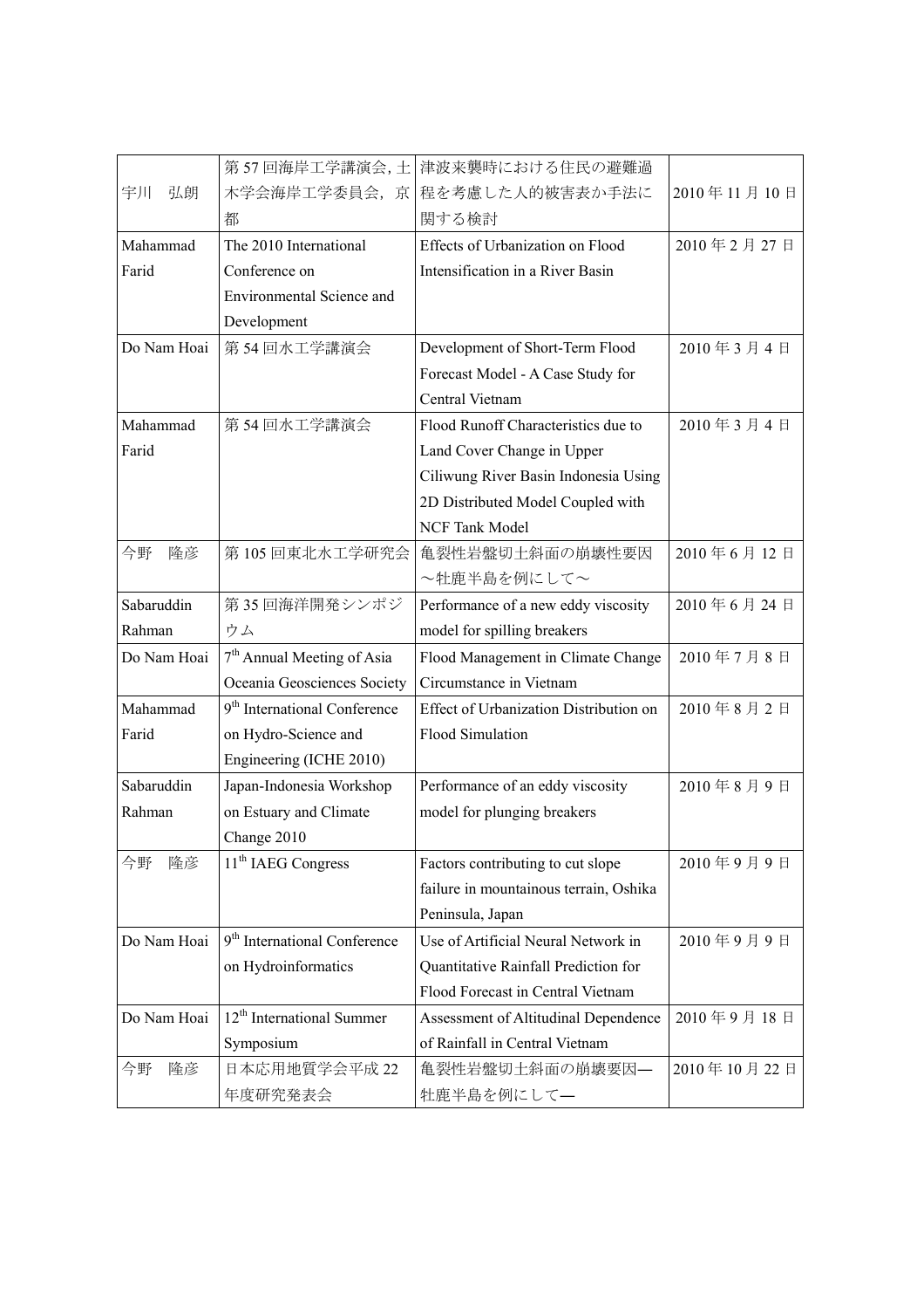| | | | |
|---|---|---|---|
| 宇川　弘朗 | 第 57 回海岸工学講演会, 土木学会海岸工学委員会，京都 | 津波来襲時における住民の避難過程を考慮した人的被害表か手法に関する検討 | 2010 年 11 月 10 日 |
| Mahammad Farid | The 2010 International Conference on Environmental Science and Development | Effects of Urbanization on Flood Intensification in a River Basin | 2010 年 2 月 27 日 |
| Do Nam Hoai | 第 54 回水工学講演会 | Development of Short-Term Flood Forecast Model - A Case Study for Central Vietnam | 2010 年 3 月 4 日 |
| Mahammad Farid | 第 54 回水工学講演会 | Flood Runoff Characteristics due to Land Cover Change in Upper Ciliwung River Basin Indonesia Using 2D Distributed Model Coupled with NCF Tank Model | 2010 年 3 月 4 日 |
| 今野　隆彦 | 第 105 回東北水工学研究会 | 亀裂性岩盤切土斜面の崩壊性要因～牡鹿半島を例にして～ | 2010 年 6 月 12 日 |
| Sabaruddin Rahman | 第 35 回海洋開発シンポジウム | Performance of a new eddy viscosity model for spilling breakers | 2010 年 6 月 24 日 |
| Do Nam Hoai | 7th Annual Meeting of Asia Oceania Geosciences Society | Flood Management in Climate Change Circumstance in Vietnam | 2010 年 7 月 8 日 |
| Mahammad Farid | 9th International Conference on Hydro-Science and Engineering (ICHE 2010) | Effect of Urbanization Distribution on Flood Simulation | 2010 年 8 月 2 日 |
| Sabaruddin Rahman | Japan-Indonesia Workshop on Estuary and Climate Change 2010 | Performance of an eddy viscosity model for plunging breakers | 2010 年 8 月 9 日 |
| 今野　隆彦 | 11th IAEG Congress | Factors contributing to cut slope failure in mountainous terrain, Oshika Peninsula, Japan | 2010 年 9 月 9 日 |
| Do Nam Hoai | 9th International Conference on Hydroinformatics | Use of Artificial Neural Network in Quantitative Rainfall Prediction for Flood Forecast in Central Vietnam | 2010 年 9 月 9 日 |
| Do Nam Hoai | 12th International Summer Symposium | Assessment of Altitudinal Dependence of Rainfall in Central Vietnam | 2010 年 9 月 18 日 |
| 今野　隆彦 | 日本応用地質学会平成 22 年度研究発表会 | 亀裂性岩盤切土斜面の崩壊要因—牡鹿半島を例にして— | 2010 年 10 月 22 日 |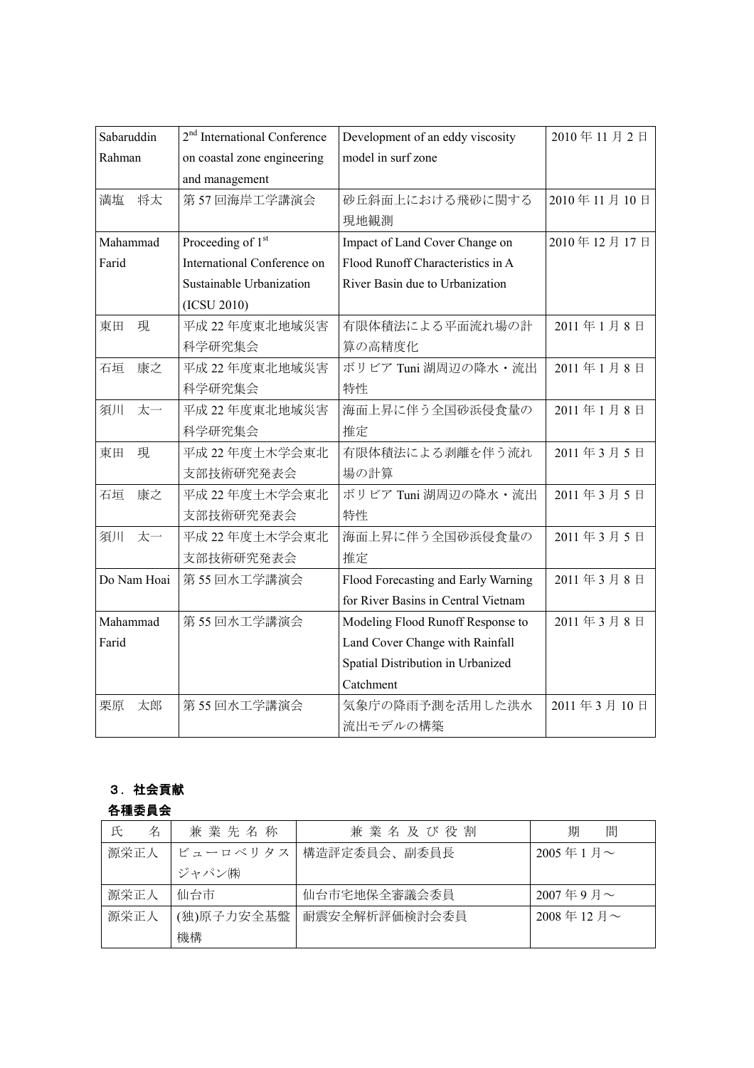| Sabaruddin Rahman | 2nd International Conference on coastal zone engineering and management | Development of an eddy viscosity model in surf zone | 2010 年 11 月 2 日 |
|---|---|---|---|
| 満塩　将太 | 第 57 回海岸工学講演会 | 砂丘斜面上における飛砂に関する現地観測 | 2010 年 11 月 10 日 |
| Mahammad Farid | Proceeding of 1st International Conference on Sustainable Urbanization (ICSU 2010) | Impact of Land Cover Change on Flood Runoff Characteristics in A River Basin due to Urbanization | 2010 年 12 月 17 日 |
| 東田　現 | 平成 22 年度東北地域災害科学研究集会 | 有限体積法による平面流れ場の計算の高精度化 | 2011 年 1 月 8 日 |
| 石垣　康之 | 平成 22 年度東北地域災害科学研究集会 | ボリビア Tuni 湖周辺の降水・流出特性 | 2011 年 1 月 8 日 |
| 須川　太一 | 平成 22 年度東北地域災害科学研究集会 | 海面上昇に伴う全国砂浜侵食量の推定 | 2011 年 1 月 8 日 |
| 東田　現 | 平成 22 年度土木学会東北支部技術研究発表会 | 有限体積法による剥離を伴う流れ場の計算 | 2011 年 3 月 5 日 |
| 石垣　康之 | 平成 22 年度土木学会東北支部技術研究発表会 | ボリビア Tuni 湖周辺の降水・流出特性 | 2011 年 3 月 5 日 |
| 須川　太一 | 平成 22 年度土木学会東北支部技術研究発表会 | 海面上昇に伴う全国砂浜侵食量の推定 | 2011 年 3 月 5 日 |
| Do Nam Hoai | 第 55 回水工学講演会 | Flood Forecasting and Early Warning for River Basins in Central Vietnam | 2011 年 3 月 8 日 |
| Mahammad Farid | 第 55 回水工学講演会 | Modeling Flood Runoff Response to Land Cover Change with Rainfall Spatial Distribution in Urbanized Catchment | 2011 年 3 月 8 日 |
| 栗原　太郎 | 第 55 回水工学講演会 | 気象庁の降雨予測を活用した洪水流出モデルの構築 | 2011 年 3 月 10 日 |

## ３．社会貢献

### 各種委員会

| 氏　名 | 兼業先名称 | 兼業名及び役割 | 期　間 |
|---|---|---|---|
| 源栄正人 | ビューロベリタスジャパン㈱ | 構造評定委員会、副委員長 | 2005 年 1 月～ |
| 源栄正人 | 仙台市 | 仙台市宅地保全審議会委員 | 2007 年 9 月～ |
| 源栄正人 | (独)原子力安全基盤機構 | 耐震安全解析評価検討会委員 | 2008 年 12 月～ |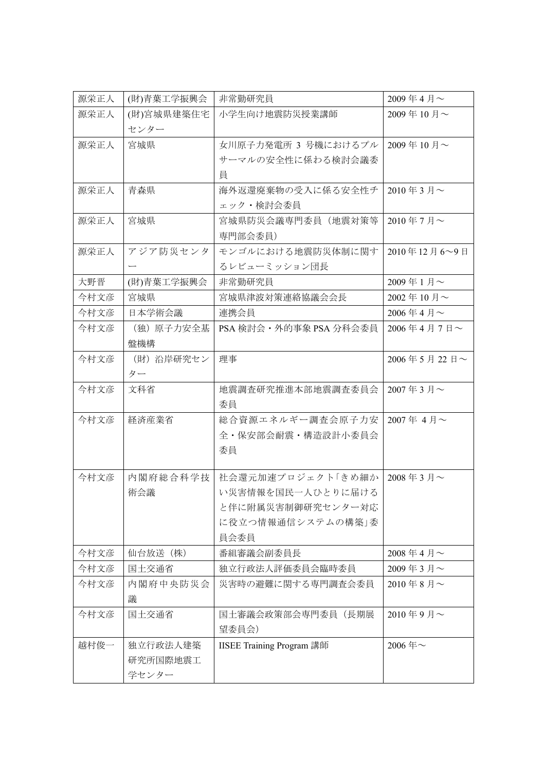| 源栄正人 | (財)青葉工学振興会 | 非常勤研究員 | 2009 年 4 月～ |
|---|---|---|---|
| 源栄正人 | (財)宮城県建築住宅センター | 小学生向け地震防災授業講師 | 2009 年 10 月～ |
| 源栄正人 | 宮城県 | 女川原子力発電所 3 号機におけるプルサーマルの安全性に係わる検討会議委員 | 2009 年 10 月～ |
| 源栄正人 | 青森県 | 海外返還廃棄物の受入に係る安全性チェック・検討会委員 | 2010 年 3 月～ |
| 源栄正人 | 宮城県 | 宮城県防災会議専門委員（地震対策等専門部会委員） | 2010 年 7 月～ |
| 源栄正人 | アジア防災センター | モンゴルにおける地震防災体制に関するレビューミッション団長 | 2010 年 12 月 6～9 日 |
| 大野晋 | (財)青葉工学振興会 | 非常勤研究員 | 2009 年 1 月～ |
| 今村文彦 | 宮城県 | 宮城県津波対策連絡協議会会長 | 2002 年 10 月～ |
| 今村文彦 | 日本学術会議 | 連携会員 | 2006 年 4 月～ |
| 今村文彦 | （独）原子力安全基盤機構 | PSA 検討会・外的事象 PSA 分科会委員 | 2006 年 4 月 7 日～ |
| 今村文彦 | （財）沿岸研究センター | 理事 | 2006 年 5 月 22 日～ |
| 今村文彦 | 文科省 | 地震調査研究推進本部地震調査委員会委員 | 2007 年 3 月～ |
| 今村文彦 | 経済産業省 | 総合資源エネルギー調査会原子力安全・保安部会耐震・構造設計小委員会委員 | 2007 年 4 月～ |
| 今村文彦 | 内閣府総合科学技術会議 | 社会還元加速プロジェクト｢きめ細かい災害情報を国民一人ひとりに届けると伴に附属災害制御研究センター対応に役立つ情報通信システムの構築｣委員会委員 | 2008 年 3 月～ |
| 今村文彦 | 仙台放送（株） | 番組審議会副委員長 | 2008 年 4 月～ |
| 今村文彦 | 国土交通省 | 独立行政法人評価委員会臨時委員 | 2009 年 3 月～ |
| 今村文彦 | 内閣府中央防災会議 | 災害時の避難に関する専門調査会委員 | 2010 年 8 月～ |
| 今村文彦 | 国土交通省 | 国土審議会政策部会専門委員（長期展望委員会） | 2010 年 9 月～ |
| 越村俊一 | 独立行政法人建築研究所国際地震工学センター | IISEE Training Program 講師 | 2006 年～ |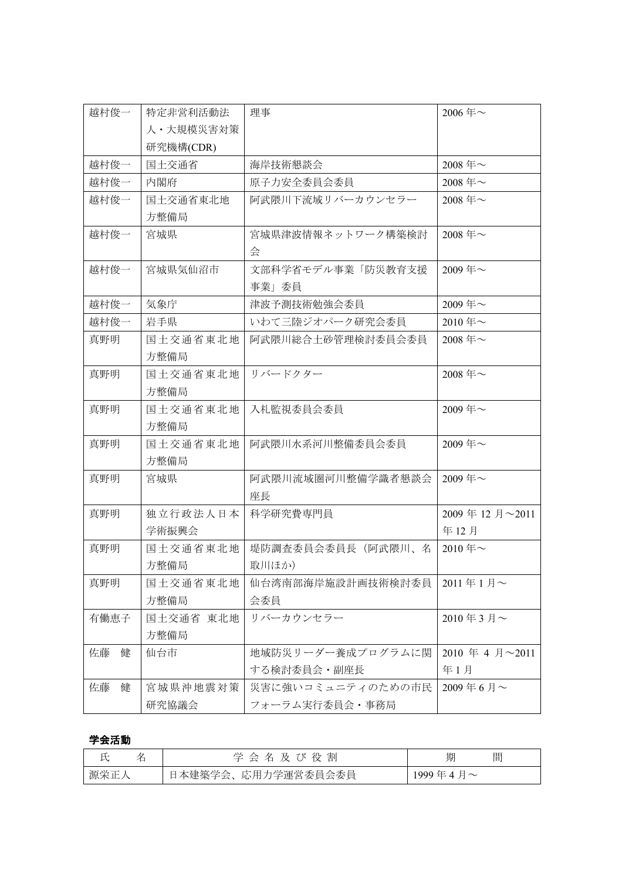| | | | |
|---|---|---|---|
| 越村俊一 | 特定非営利活動法人・大規模災害対策研究機構(CDR) | 理事 | 2006 年～ |
| 越村俊一 | 国土交通省 | 海岸技術懇談会 | 2008 年～ |
| 越村俊一 | 内閣府 | 原子力安全委員会委員 | 2008 年～ |
| 越村俊一 | 国土交通省東北地方整備局 | 阿武隈川下流域リバーカウンセラー | 2008 年～ |
| 越村俊一 | 宮城県 | 宮城県津波情報ネットワーク構築検討会 | 2008 年～ |
| 越村俊一 | 宮城県気仙沼市 | 文部科学省モデル事業「防災教育支援事業」委員 | 2009 年～ |
| 越村俊一 | 気象庁 | 津波予測技術勉強会委員 | 2009 年～ |
| 越村俊一 | 岩手県 | いわて三陸ジオパーク研究会委員 | 2010 年～ |
| 真野明 | 国土交通省東北地方整備局 | 阿武隈川総合土砂管理検討委員会委員 | 2008 年～ |
| 真野明 | 国土交通省東北地方整備局 | リバードクター | 2008 年～ |
| 真野明 | 国土交通省東北地方整備局 | 入札監視委員会委員 | 2009 年～ |
| 真野明 | 国土交通省東北地方整備局 | 阿武隈川水系河川整備委員会委員 | 2009 年～ |
| 真野明 | 宮城県 | 阿武隈川流域圏河川整備学識者懇談会座長 | 2009 年～ |
| 真野明 | 独立行政法人日本学術振興会 | 科学研究費専門員 | 2009 年 12 月～2011 年 12 月 |
| 真野明 | 国土交通省東北地方整備局 | 堤防調査委員会委員長（阿武隈川、名取川ほか） | 2010 年～ |
| 真野明 | 国土交通省東北地方整備局 | 仙台湾南部海岸施設計画技術検討委員会委員 | 2011 年 1 月～ |
| 有働恵子 | 国土交通省 東北地方整備局 | リバーカウンセラー | 2010 年 3 月～ |
| 佐藤　健 | 仙台市 | 地域防災リーダー養成プログラムに関する検討委員会・副座長 | 2010 年 4 月～2011 年 1 月 |
| 佐藤　健 | 宮城県沖地震対策研究協議会 | 災害に強いコミュニティのための市民フォーラム実行委員会・事務局 | 2009 年 6 月～ |

**学会活動**

| 氏　　名 | 学 会 名 及 び 役 割 | 期　　間 |
|---|---|---|
| 源栄正人 | 日本建築学会、応用力学運営委員会委員 | 1999 年 4 月～ |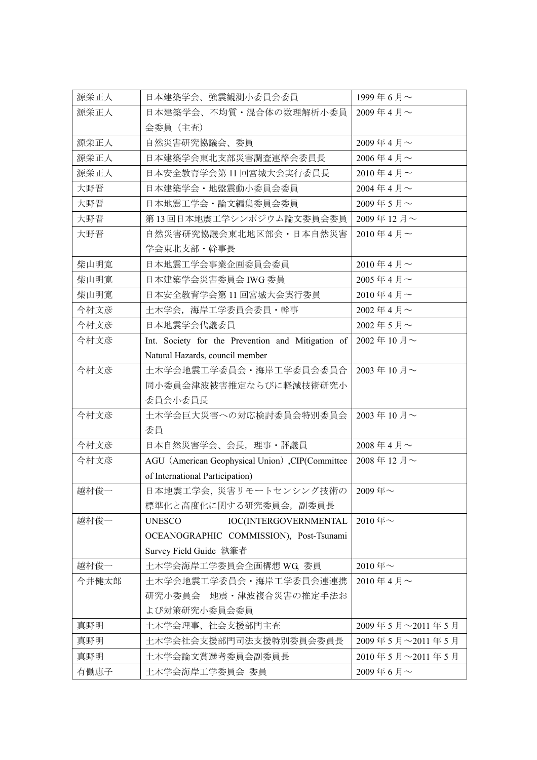| 源栄正人 | 日本建築学会、強震観測小委員会委員 | 1999 年 6 月～ |
|---|---|---|
| 源栄正人 | 日本建築学会、不均質・混合体の数理解析小委員会委員（主査） | 2009 年 4 月～ |
| 源栄正人 | 自然災害研究協議会、委員 | 2009 年 4 月～ |
| 源栄正人 | 日本建築学会東北支部災害調査連絡会委員長 | 2006 年 4 月～ |
| 源栄正人 | 日本安全教育学会第 11 回宮城大会実行委員長 | 2010 年 4 月～ |
| 大野晋 | 日本建築学会・地盤震動小委員会委員 | 2004 年 4 月～ |
| 大野晋 | 日本地震工学会・論文編集委員会委員 | 2009 年 5 月～ |
| 大野晋 | 第 13 回日本地震工学シンポジウム論文委員会委員 | 2009 年 12 月～ |
| 大野晋 | 自然災害研究協議会東北地区部会・日本自然災害学会東北支部・幹事長 | 2010 年 4 月～ |
| 柴山明寛 | 日本地震工学会事業企画委員会委員 | 2010 年 4 月～ |
| 柴山明寛 | 日本建築学会災害委員会 IWG 委員 | 2005 年 4 月～ |
| 柴山明寛 | 日本安全教育学会第 11 回宮城大会実行委員 | 2010 年 4 月～ |
| 今村文彦 | 土木学会，海岸工学委員会委員・幹事 | 2002 年 4 月～ |
| 今村文彦 | 日本地震学会代議委員 | 2002 年 5 月～ |
| 今村文彦 | Int. Society for the Prevention and Mitigation of Natural Hazards, council member | 2002 年 10 月～ |
| 今村文彦 | 土木学会地震工学委員会・海岸工学委員会委員合同小委員会津波被害推定ならびに軽減技術研究小委員会小委員長 | 2003 年 10 月～ |
| 今村文彦 | 土木学会巨大災害への対応検討委員会特別委員会委員 | 2003 年 10 月～ |
| 今村文彦 | 日本自然災害学会、会長，理事・評議員 | 2008 年 4 月～ |
| 今村文彦 | AGU（American Geophysical Union）,CIP(Committee of International Participation) | 2008 年 12 月～ |
| 越村俊一 | 日本地震工学会，災害リモートセンシング技術の標準化と高度化に関する研究委員会，副委員長 | 2009 年～ |
| 越村俊一 | UNESCO IOC(INTERGOVERNMENTAL OCEANOGRAPHIC COMMISSION), Post-Tsunami Survey Field Guide 執筆者 | 2010 年～ |
| 越村俊一 | 土木学会海岸工学委員会企画構想 WG，委員 | 2010 年～ |
| 今井健太郎 | 土木学会地震工学委員会・海岸工学委員会連携研究小委員会　地震・津波複合災害の推定手法および対策研究小委員会委員 | 2010 年 4 月～ |
| 真野明 | 土木学会理事、社会支援部門主査 | 2009 年 5 月～2011 年 5 月 |
| 真野明 | 土木学会社会支援部門司法支援特別委員会委員長 | 2009 年 5 月～2011 年 5 月 |
| 真野明 | 土木学会論文賞選考委員会副委員長 | 2010 年 5 月～2011 年 5 月 |
| 有働恵子 | 土木学会海岸工学委員会 委員 | 2009 年 6 月～ |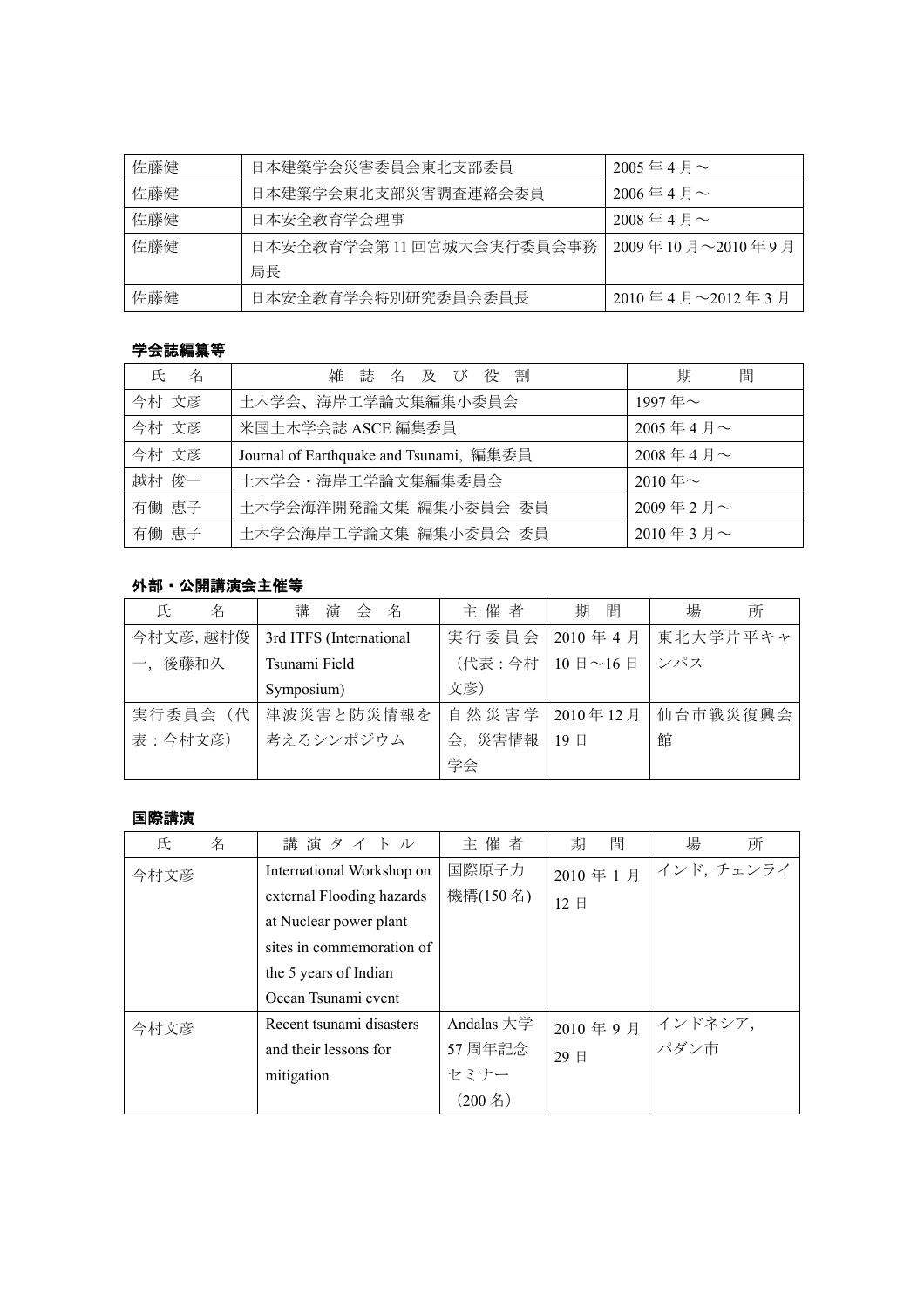| 佐藤健 | 日本建築学会災害委員会東北支部委員 | 2005 年 4 月～ |
|---|---|---|
| 佐藤健 | 日本建築学会東北支部災害調査連絡会委員 | 2006 年 4 月～ |
| 佐藤健 | 日本安全教育学会理事 | 2008 年 4 月～ |
| 佐藤健 | 日本安全教育学会第 11 回宮城大会実行委員会事務局長 | 2009 年 10 月～2010 年 9 月 |
| 佐藤健 | 日本安全教育学会特別研究委員会委員長 | 2010 年 4 月～2012 年 3 月 |

**学会誌編纂等**

| 氏　名 | 雑 誌 名 及 び 役 割 | 期　　間 |
|---|---|---|
| 今村 文彦 | 土木学会、海岸工学論文集編集小委員会 | 1997 年～ |
| 今村 文彦 | 米国土木学会誌 ASCE 編集委員 | 2005 年 4 月～ |
| 今村 文彦 | Journal of Earthquake and Tsunami, 編集委員 | 2008 年 4 月～ |
| 越村 俊一 | 土木学会・海岸工学論文集編集委員会 | 2010 年～ |
| 有働 恵子 | 土木学会海洋開発論文集 編集小委員会 委員 | 2009 年 2 月～ |
| 有働 恵子 | 土木学会海岸工学論文集 編集小委員会 委員 | 2010 年 3 月～ |

**外部・公開講演会主催等**

| 氏　　名 | 講 演 会 名 | 主 催 者 | 期　間 | 場　　所 |
|---|---|---|---|---|
| 今村文彦, 越村俊一, 後藤和久 | 3rd ITFS (International Tsunami Field Symposium) | 実行委員会（代表：今村文彦） | 2010 年 4 月 10 日～16 日 | 東北大学片平キャンパス |
| 実行委員会（代表：今村文彦） | 津波災害と防災情報を考えるシンポジウム | 自然災害学会, 災害情報学会 | 2010 年 12 月 19 日 | 仙台市戦災復興会館 |

**国際講演**

| 氏　　名 | 講 演 タ イ ト ル | 主 催 者 | 期　間 | 場　　所 |
|---|---|---|---|---|
| 今村文彦 | International Workshop on external Flooding hazards at Nuclear power plant sites in commemoration of the 5 years of Indian Ocean Tsunami event | 国際原子力機構(150 名) | 2010 年 1 月 12 日 | インド, チェンライ |
| 今村文彦 | Recent tsunami disasters and their lessons for mitigation | Andalas 大学 57 周年記念セミナー（200 名） | 2010 年 9 月 29 日 | インドネシア, パダン市 |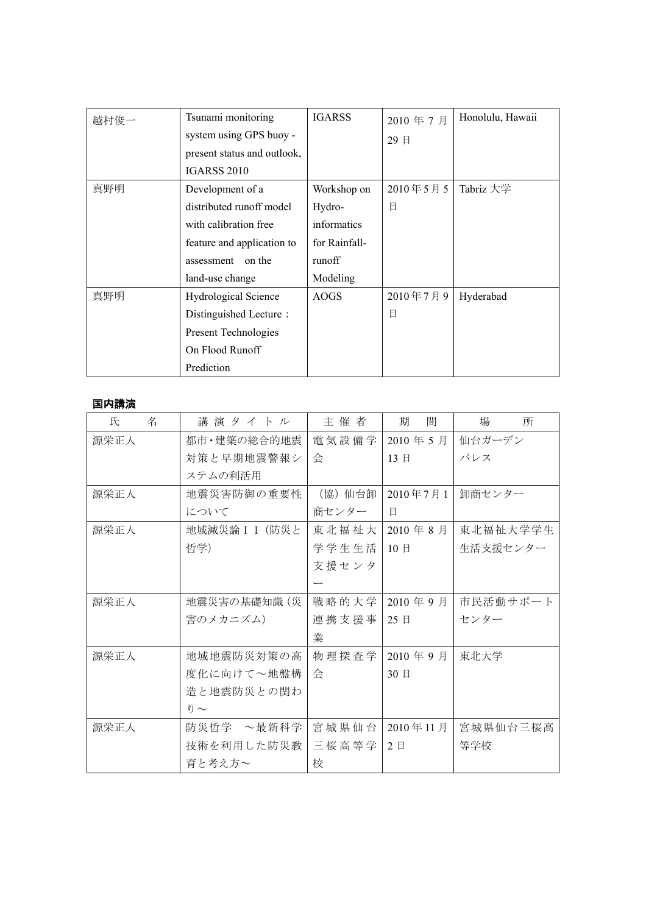| | | | | |
|---|---|---|---|---|
| 越村俊一 | Tsunami monitoring system using GPS buoy - present status and outlook, IGARSS 2010 | IGARSS | 2010 年 7 月 29 日 | Honolulu, Hawaii |
| 真野明 | Development of a distributed runoff model with calibration free feature and application to assessment on the land-use change | Workshop on Hydro-informatics for Rainfall-runoff Modeling | 2010年5月5日 | Tabriz 大学 |
| 真野明 | Hydrological Science Distinguished Lecture : Present Technologies On Flood Runoff Prediction | AOGS | 2010年7月9日 | Hyderabad |

**国内講演**

| 氏　　名 | 講演タイトル | 主催者 | 期　　間 | 場　　所 |
|---|---|---|---|---|
| 源栄正人 | 都市・建築の総合的地震対策と早期地震警報システムの利活用 | 電気設備学会 | 2010 年 5 月 13 日 | 仙台ガーデンパレス |
| 源栄正人 | 地震災害防御の重要性について | （協）仙台卸商センター | 2010年7月1日 | 卸商センター |
| 源栄正人 | 地域減災論ＩＩ（防災と哲学） | 東北福祉大学学生生活支援センター | 2010 年 8 月 10 日 | 東北福祉大学学生生活支援センター |
| 源栄正人 | 地震災害の基礎知識（災害のメカニズム） | 戦略的大学連携支援事業 | 2010 年 9 月 25 日 | 市民活動サポートセンター |
| 源栄正人 | 地域地震防災対策の高度化に向けて～地盤構造と地震防災との関わり～ | 物理探査学会 | 2010 年 9 月 30 日 | 東北大学 |
| 源栄正人 | 防災哲学　～最新科学技術を利用した防災教育と考え方～ | 宮城県仙台三桜高等学校 | 2010 年11月 2 日 | 宮城県仙台三桜高等学校 |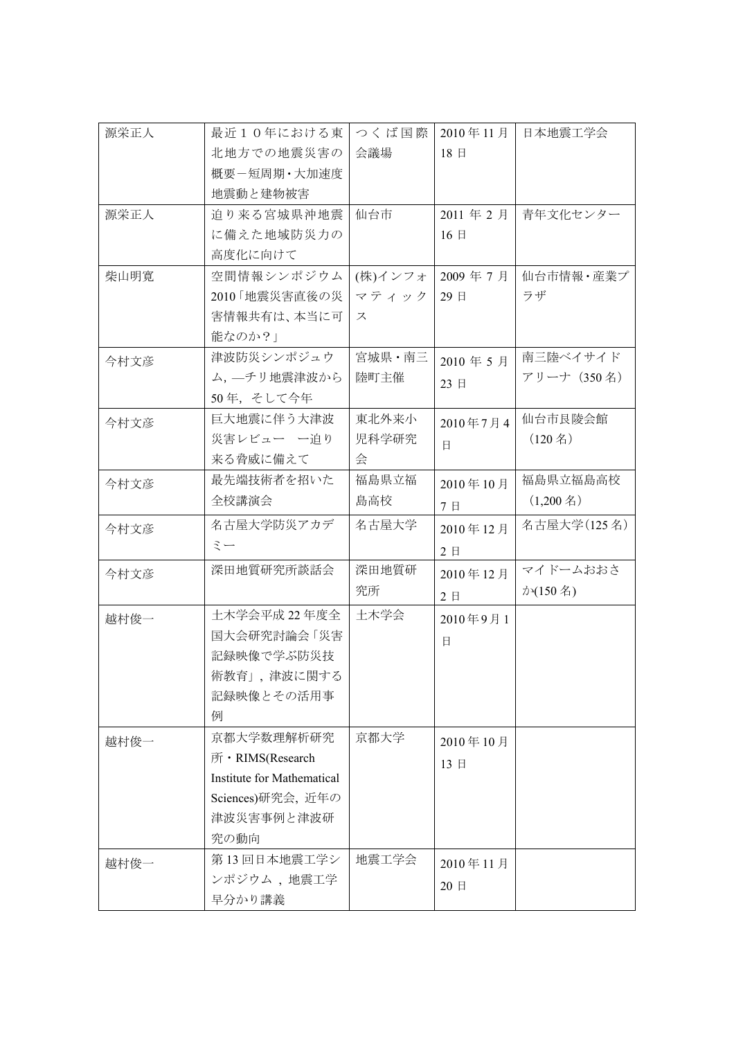| 源栄正人 | 最近１０年における東北地方での地震災害の概要－短周期・大加速度地震動と建物被害 | つくば国際会議場 | 2010 年 11 月 18 日 | 日本地震工学会 |
|---|---|---|---|---|
| 源栄正人 | 迫り来る宮城県沖地震に備えた地域防災力の高度化に向けて | 仙台市 | 2011 年 2 月 16 日 | 青年文化センター |
| 柴山明寛 | 空間情報シンポジウム 2010「地震災害直後の災害情報共有は、本当に可能なのか？」 | (株)インフォマティックス | 2009 年 7 月 29 日 | 仙台市情報・産業プラザ |
| 今村文彦 | 津波防災シンポジュウム，―チリ地震津波から 50 年，そして今年 | 宮城県・南三陸町主催 | 2010 年 5 月 23 日 | 南三陸ベイサイドアリーナ（350 名） |
| 今村文彦 | 巨大地震に伴う大津波災害レビュー　ー迫り来る脅威に備えて | 東北外来小児科学研究会 | 2010 年 7 月 4 日 | 仙台市良陵会館（120 名） |
| 今村文彦 | 最先端技術者を招いた全校講演会 | 福島県立福島高校 | 2010 年 10 月 7 日 | 福島県立福島高校（1,200 名） |
| 今村文彦 | 名古屋大学防災アカデミー | 名古屋大学 | 2010 年 12 月 2 日 | 名古屋大学(125 名) |
| 今村文彦 | 深田地質研究所談話会 | 深田地質研究所 | 2010 年 12 月 2 日 | マイドームおおさか(150 名) |
| 越村俊一 | 土木学会平成 22 年度全国大会研究討論会「災害記録映像で学ぶ防災技術教育」，津波に関する記録映像とその活用事例 | 土木学会 | 2010 年 9 月 1 日 | |
| 越村俊一 | 京都大学数理解析研究所・RIMS(Research Institute for Mathematical Sciences)研究会，近年の津波災害事例と津波研究の動向 | 京都大学 | 2010 年 10 月 13 日 | |
| 越村俊一 | 第 13 回日本地震工学シンポジウム，地震工学早分かり講義 | 地震工学会 | 2010 年 11 月 20 日 | |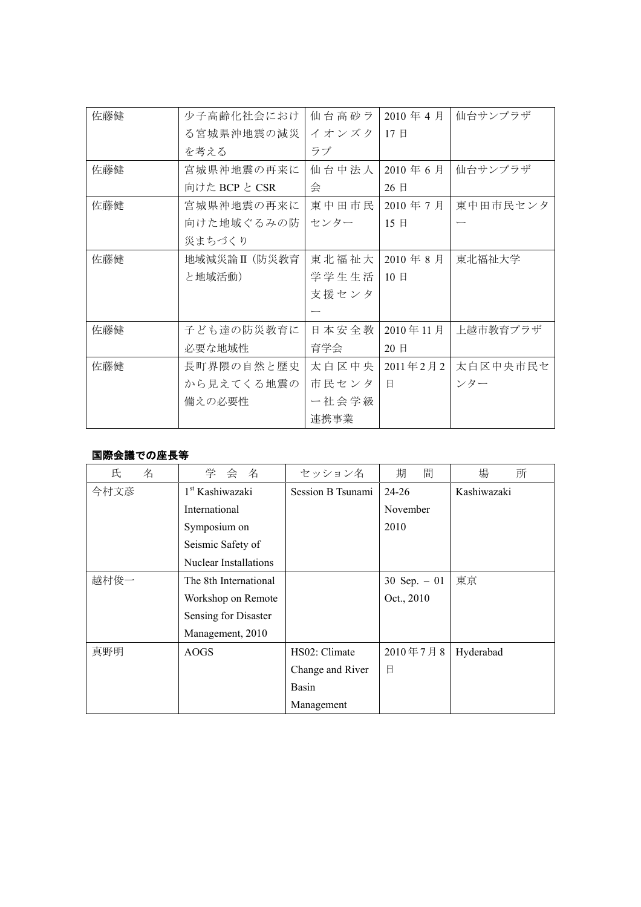| | | | | |
|---|---|---|---|---|
| 佐藤健 | 少子高齢化社会における宮城県沖地震の減災を考える | 仙台高砂ライオンズクラブ | 2010 年 4 月 17 日 | 仙台サンプラザ |
| 佐藤健 | 宮城県沖地震の再来に向けた BCP と CSR | 仙台中法人会 | 2010 年 6 月 26 日 | 仙台サンプラザ |
| 佐藤健 | 宮城県沖地震の再来に向けた地域ぐるみの防災まちづくり | 東中田市民センター | 2010 年 7 月 15 日 | 東中田市民センター |
| 佐藤健 | 地域減災論Ⅱ（防災教育と地域活動） | 東北福祉大学学生生活支援センター | 2010 年 8 月 10 日 | 東北福祉大学 |
| 佐藤健 | 子ども達の防災教育に必要な地域性 | 日本安全教育学会 | 2010 年 11 月 20 日 | 上越市教育プラザ |
| 佐藤健 | 長町界隈の自然と歴史から見えてくる地震の備えの必要性 | 太白区中央市民センター社会学級連携事業 | 2011 年 2 月 2 日 | 太白区中央市民センター |

**国際会議での座長等**

| 氏　名 | 学 会 名 | セッション名 | 期　間 | 場　所 |
|---|---|---|---|---|
| 今村文彦 | 1st Kashiwazaki International Symposium on Seismic Safety of Nuclear Installations | Session B Tsunami | 24-26 November 2010 | Kashiwazaki |
| 越村俊一 | The 8th International Workshop on Remote Sensing for Disaster Management, 2010 | | 30 Sep. – 01 Oct., 2010 | 東京 |
| 真野明 | AOGS | HS02: Climate Change and River Basin Management | 2010 年 7 月 8 日 | Hyderabad |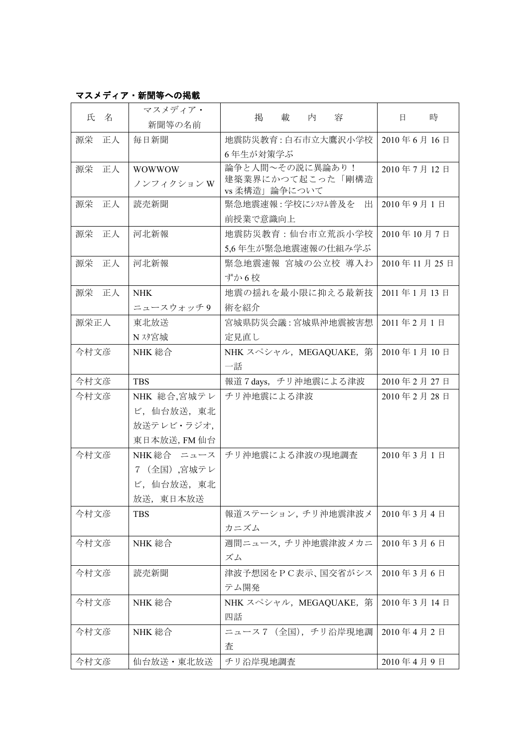**マスメディア・新聞等への掲載**

| 氏　名 | マスメディア・新聞等の名前 | 掲　載　内　容 | 日　　時 |
|---|---|---|---|
| 源栄　正人 | 毎日新聞 | 地震防災教育 : 白石市立大鷹沢小学校 6 年生が対策学ぶ | 2010 年 6 月 16 日 |
| 源栄　正人 | WOWWOW ノンフィクション W | 論争と人間～その説に異論あり！建築業界にかつて起こった「剛構造 vs 柔構造」論争について | 2010 年 7 月 12 日 |
| 源栄　正人 | 読売新聞 | 緊急地震速報 : 学校にｼｽﾃﾑ普及を　出前授業で意識向上 | 2010 年 9 月 1 日 |
| 源栄　正人 | 河北新報 | 地震防災教育：仙台市立荒浜小学校 5,6 年生が緊急地震速報の仕組み学ぶ | 2010 年 10 月 7 日 |
| 源栄　正人 | 河北新報 | 緊急地震速報　宮城の公立校　導入わずか 6 校 | 2010 年 11 月 25 日 |
| 源栄　正人 | NHK ニュースウォッチ 9 | 地震の揺れを最小限に抑える最新技術を紹介 | 2011 年 1 月 13 日 |
| 源栄正人 | 東北放送 N ｽﾀ宮城 | 宮城県防災会議 : 宮城県沖地震被害想定見直し | 2011 年 2 月 1 日 |
| 今村文彦 | NHK 総合 | NHK スペシャル，MEGAQUAKE，第一話 | 2010 年 1 月 10 日 |
| 今村文彦 | TBS | 報道 7 days，チリ沖地震による津波 | 2010 年 2 月 27 日 |
| 今村文彦 | NHK 総合,宮城テレビ，仙台放送，東北放送テレビ・ラジオ,東日本放送, FM 仙台 | チリ沖地震による津波 | 2010 年 2 月 28 日 |
| 今村文彦 | NHK 総合　ニュース 7（全国）,宮城テレビ，仙台放送，東北放送，東日本放送 | チリ沖地震による津波の現地調査 | 2010 年 3 月 1 日 |
| 今村文彦 | TBS | 報道ステーション，チリ沖地震津波メカニズム | 2010 年 3 月 4 日 |
| 今村文彦 | NHK 総合 | 週間ニュース，チリ沖地震津波メカニズム | 2010 年 3 月 6 日 |
| 今村文彦 | 読売新聞 | 津波予想図をＰＣ表示、国交省がシステム開発 | 2010 年 3 月 6 日 |
| 今村文彦 | NHK 総合 | NHK スペシャル，MEGAQUAKE，第四話 | 2010 年 3 月 14 日 |
| 今村文彦 | NHK 総合 | ニュース 7（全国），チリ沿岸現地調査 | 2010 年 4 月 2 日 |
| 今村文彦 | 仙台放送・東北放送 | チリ沿岸現地調査 | 2010 年 4 月 9 日 |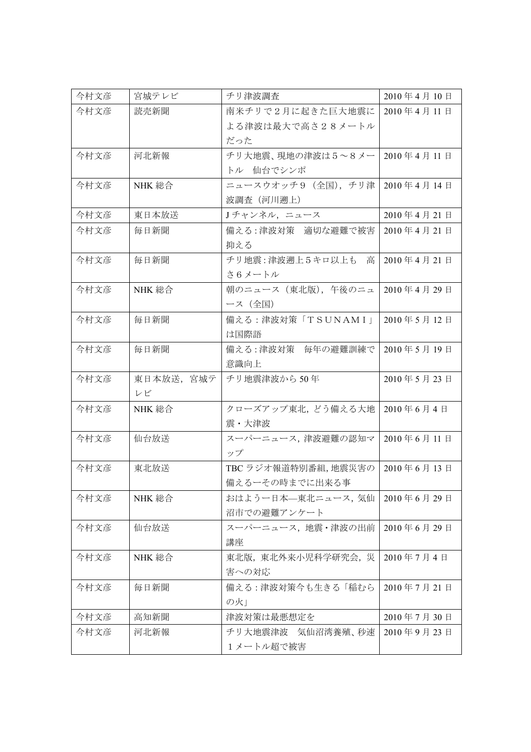| 今村文彦 | 宮城テレビ | チリ津波調査 | 2010 年 4 月 10 日 |
|---|---|---|---|
| 今村文彦 | 読売新聞 | 南米チリで２月に起きた巨大地震による津波は最大で高さ２８メートルだった | 2010 年 4 月 11 日 |
| 今村文彦 | 河北新報 | チリ大地震、現地の津波は５～８メートル　仙台でシンポ | 2010 年 4 月 11 日 |
| 今村文彦 | NHK 総合 | ニュースウオッチ９（全国），チリ津波調査（河川遡上） | 2010 年 4 月 14 日 |
| 今村文彦 | 東日本放送 | J チャンネル，ニュース | 2010 年 4 月 21 日 |
| 今村文彦 | 毎日新聞 | 備える：津波対策　適切な避難で被害抑える | 2010 年 4 月 21 日 |
| 今村文彦 | 毎日新聞 | チリ地震：津波遡上５キロ以上も　高さ６メートル | 2010 年 4 月 21 日 |
| 今村文彦 | NHK 総合 | 朝のニュース（東北版），午後のニュース（全国） | 2010 年 4 月 29 日 |
| 今村文彦 | 毎日新聞 | 備える：津波対策「ＴＳＵＮＡＭＩ」は国際語 | 2010 年 5 月 12 日 |
| 今村文彦 | 毎日新聞 | 備える：津波対策　毎年の避難訓練で意識向上 | 2010 年 5 月 19 日 |
| 今村文彦 | 東日本放送，宮城テレビ | チリ地震津波から 50 年 | 2010 年 5 月 23 日 |
| 今村文彦 | NHK 総合 | クローズアップ東北，どう備える大地震・大津波 | 2010 年 6 月 4 日 |
| 今村文彦 | 仙台放送 | スーパーニュース，津波避難の認知マップ | 2010 年 6 月 11 日 |
| 今村文彦 | 東北放送 | TBC ラジオ報道特別番組，地震災害の備えるーその時までに出来る事 | 2010 年 6 月 13 日 |
| 今村文彦 | NHK 総合 | おはようー日本—東北ニュース，気仙沼市での避難アンケート | 2010 年 6 月 29 日 |
| 今村文彦 | 仙台放送 | スーパーニュース，地震・津波の出前講座 | 2010 年 6 月 29 日 |
| 今村文彦 | NHK 総合 | 東北版，東北外来小児科学研究会，災害への対応 | 2010 年 7 月 4 日 |
| 今村文彦 | 毎日新聞 | 備える：津波対策今も生きる「稲むらの火」 | 2010 年 7 月 21 日 |
| 今村文彦 | 高知新聞 | 津波対策は最悪想定を | 2010 年 7 月 30 日 |
| 今村文彦 | 河北新報 | チリ大地震津波　気仙沼湾養殖、秒速１メートル超で被害 | 2010 年 9 月 23 日 |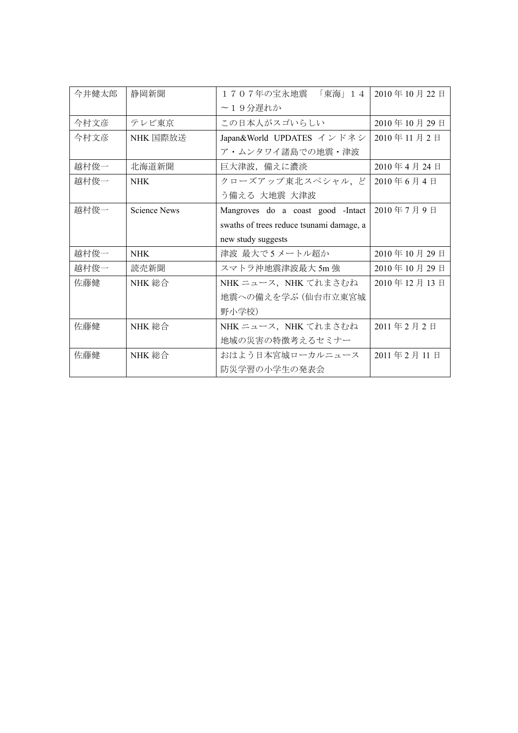| | | | |
|---|---|---|---|
| 今井健太郎 | 静岡新聞 | １７０７年の宝永地震　「東海」１４～１９分遅れか | 2010 年 10 月 22 日 |
| 今村文彦 | テレビ東京 | この日本人がスゴいらしい | 2010 年 10 月 29 日 |
| 今村文彦 | NHK 国際放送 | Japan&World UPDATES インドネシア・ムンタワイ諸島での地震・津波 | 2010 年 11 月 2 日 |
| 越村俊一 | 北海道新聞 | 巨大津波，備えに濃淡 | 2010 年 4 月 24 日 |
| 越村俊一 | NHK | クローズアップ東北スペシャル，どう備える 大地震 大津波 | 2010 年 6 月 4 日 |
| 越村俊一 | Science News | Mangroves do a coast good -Intact swaths of trees reduce tsunami damage, a new study suggests | 2010 年 7 月 9 日 |
| 越村俊一 | NHK | 津波 最大で 5 メートル超か | 2010 年 10 月 29 日 |
| 越村俊一 | 読売新聞 | スマトラ沖地震津波最大 5m 強 | 2010 年 10 月 29 日 |
| 佐藤健 | NHK 総合 | NHK ニュース，NHK てれまさむね 地震への備えを学ぶ（仙台市立東宮城野小学校） | 2010 年 12 月 13 日 |
| 佐藤健 | NHK 総合 | NHK ニュース，NHK てれまさむね 地域の災害の特徴考えるセミナー | 2011 年 2 月 2 日 |
| 佐藤健 | NHK 総合 | おはよう日本宮城ローカルニュース 防災学習の小学生の発表会 | 2011 年 2 月 11 日 |